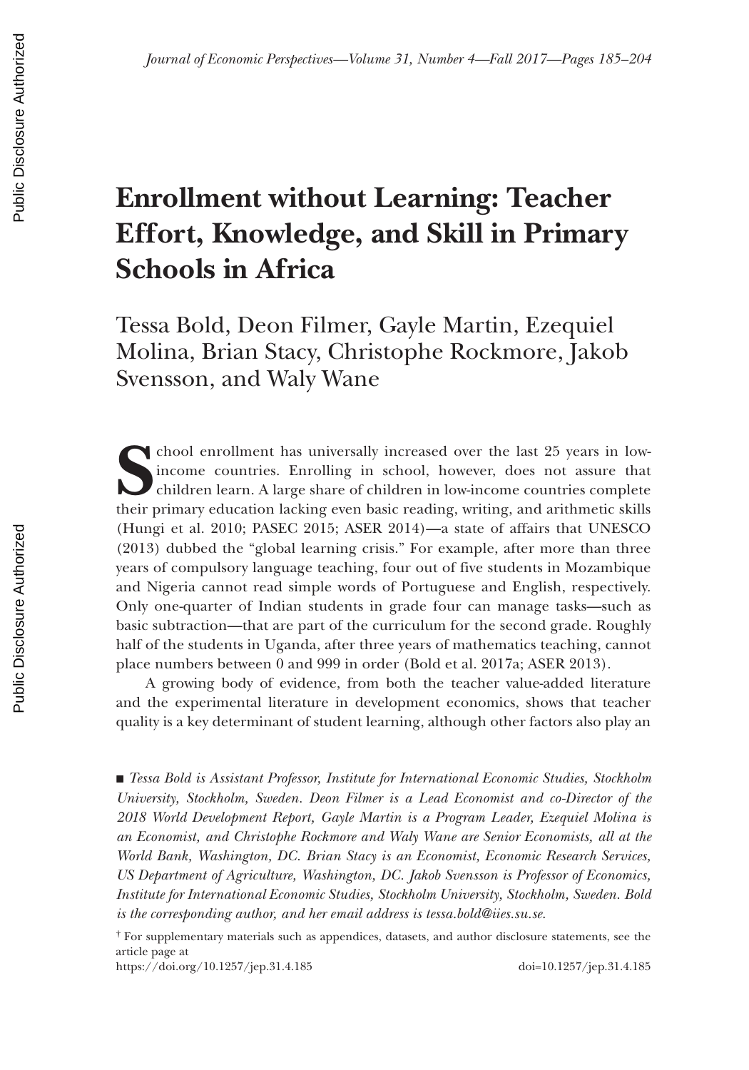# Enrollment without Learning: Teacher Effort, Knowledge, and Skill in Primary Schools in Africa

Tessa Bold, Deon Filmer, Gayle Martin, Ezequiel Molina, Brian Stacy, Christophe Rockmore, Jakob Svensson, and Waly Wane

School enrollment has universally increased over the last 25 years in low-income countries. Enrolling in school, however, does not assure that children learn. A large share of children in low-income countries complete their primary education lacking even basic reading, writing, and arithmetic skills (Hungi et al. 2010; PASEC 2015; ASER 2014)—a state of affairs that UNESCO (2013) dubbed the "global learning crisis." For example, after more than three years of compulsory language teaching, four out of five students in Mozambique and Nigeria cannot read simple words of Portuguese and English, respectively. Only one-quarter of Indian students in grade four can manage tasks—such as basic subtraction—that are part of the curriculum for the second grade. Roughly half of the students in Uganda, after three years of mathematics teaching, cannot place numbers between 0 and 999 in order (Bold et al. 2017a; ASER 2013).

A growing body of evidence, from both the teacher value-added literature and the experimental literature in development economics, shows that teacher quality is a key determinant of student learning, although other factors also play an

■ *Tessa Bold is Assistant Professor, Institute for International Economic Studies, Stockholm University, Stockholm, Sweden. Deon Filmer is a Lead Economist and co-Director of the 2018 World Development Report, Gayle Martin is a Program Leader, Ezequiel Molina is an Economist, and Christophe Rockmore and Waly Wane are Senior Economists, all at the World Bank, Washington, DC. Brian Stacy is an Economist, Economic Research Services, US Department of Agriculture, Washington, DC. Jakob Svensson is Professor of Economics, Institute for International Economic Studies, Stockholm University, Stockholm, Sweden. Bold is the corresponding author, and her email address is tessa.bold@iies.su.se.*

† For supplementary materials such as appendices, datasets, and author disclosure statements, see the article page at
https://doi.org/10.1257/jep.31.4.185 doi=10.1257/jep.31.4.185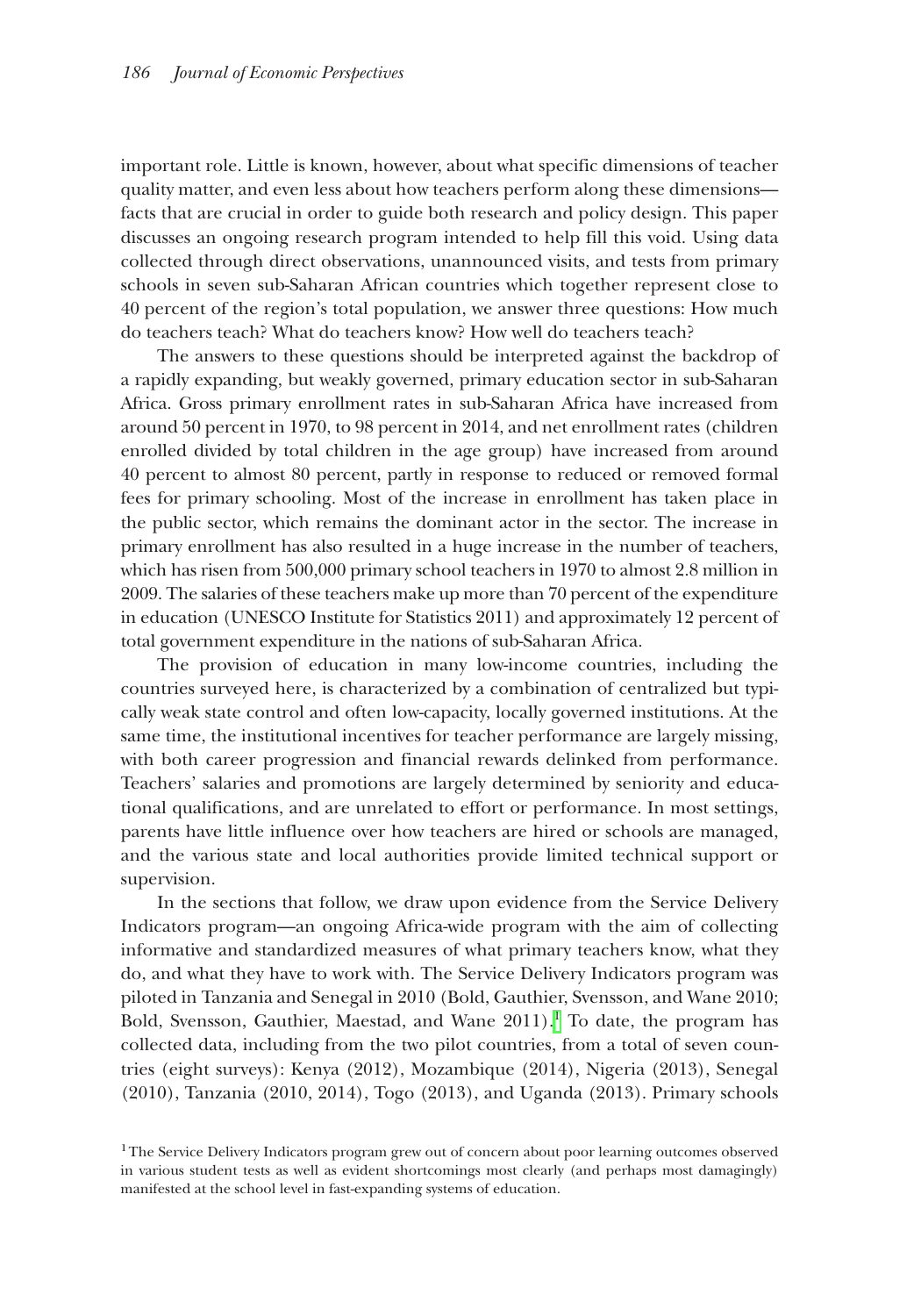important role. Little is known, however, about what specific dimensions of teacher quality matter, and even less about how teachers perform along these dimensions—facts that are crucial in order to guide both research and policy design. This paper discusses an ongoing research program intended to help fill this void. Using data collected through direct observations, unannounced visits, and tests from primary schools in seven sub-Saharan African countries which together represent close to 40 percent of the region's total population, we answer three questions: How much do teachers teach? What do teachers know? How well do teachers teach?

The answers to these questions should be interpreted against the backdrop of a rapidly expanding, but weakly governed, primary education sector in sub-Saharan Africa. Gross primary enrollment rates in sub-Saharan Africa have increased from around 50 percent in 1970, to 98 percent in 2014, and net enrollment rates (children enrolled divided by total children in the age group) have increased from around 40 percent to almost 80 percent, partly in response to reduced or removed formal fees for primary schooling. Most of the increase in enrollment has taken place in the public sector, which remains the dominant actor in the sector. The increase in primary enrollment has also resulted in a huge increase in the number of teachers, which has risen from 500,000 primary school teachers in 1970 to almost 2.8 million in 2009. The salaries of these teachers make up more than 70 percent of the expenditure in education (UNESCO Institute for Statistics 2011) and approximately 12 percent of total government expenditure in the nations of sub-Saharan Africa.

The provision of education in many low-income countries, including the countries surveyed here, is characterized by a combination of centralized but typically weak state control and often low-capacity, locally governed institutions. At the same time, the institutional incentives for teacher performance are largely missing, with both career progression and financial rewards delinked from performance. Teachers' salaries and promotions are largely determined by seniority and educational qualifications, and are unrelated to effort or performance. In most settings, parents have little influence over how teachers are hired or schools are managed, and the various state and local authorities provide limited technical support or supervision.

In the sections that follow, we draw upon evidence from the Service Delivery Indicators program—an ongoing Africa-wide program with the aim of collecting informative and standardized measures of what primary teachers know, what they do, and what they have to work with. The Service Delivery Indicators program was piloted in Tanzania and Senegal in 2010 (Bold, Gauthier, Svensson, and Wane 2010; Bold, Svensson, Gauthier, Maestad, and Wane 2011).[1] To date, the program has collected data, including from the two pilot countries, from a total of seven countries (eight surveys): Kenya (2012), Mozambique (2014), Nigeria (2013), Senegal (2010), Tanzania (2010, 2014), Togo (2013), and Uganda (2013). Primary schools

[1] The Service Delivery Indicators program grew out of concern about poor learning outcomes observed in various student tests as well as evident shortcomings most clearly (and perhaps most damagingly) manifested at the school level in fast-expanding systems of education.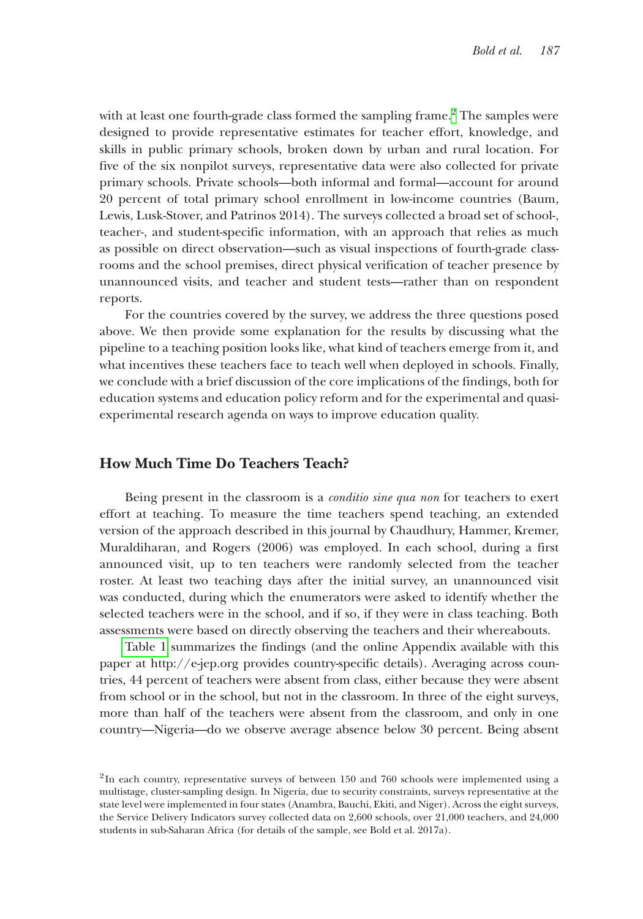with at least one fourth-grade class formed the sampling frame.[2] The samples were designed to provide representative estimates for teacher effort, knowledge, and skills in public primary schools, broken down by urban and rural location. For five of the six nonpilot surveys, representative data were also collected for private primary schools. Private schools—both informal and formal—account for around 20 percent of total primary school enrollment in low-income countries (Baum, Lewis, Lusk-Stover, and Patrinos 2014). The surveys collected a broad set of school-, teacher-, and student-specific information, with an approach that relies as much as possible on direct observation—such as visual inspections of fourth-grade classrooms and the school premises, direct physical verification of teacher presence by unannounced visits, and teacher and student tests—rather than on respondent reports.

For the countries covered by the survey, we address the three questions posed above. We then provide some explanation for the results by discussing what the pipeline to a teaching position looks like, what kind of teachers emerge from it, and what incentives these teachers face to teach well when deployed in schools. Finally, we conclude with a brief discussion of the core implications of the findings, both for education systems and education policy reform and for the experimental and quasi-experimental research agenda on ways to improve education quality.

## How Much Time Do Teachers Teach?

Being present in the classroom is a *conditio sine qua non* for teachers to exert effort at teaching. To measure the time teachers spend teaching, an extended version of the approach described in this journal by Chaudhury, Hammer, Kremer, Muraldiharan, and Rogers (2006) was employed. In each school, during a first announced visit, up to ten teachers were randomly selected from the teacher roster. At least two teaching days after the initial survey, an unannounced visit was conducted, during which the enumerators were asked to identify whether the selected teachers were in the school, and if so, if they were in class teaching. Both assessments were based on directly observing the teachers and their whereabouts.

Table 1 summarizes the findings (and the online Appendix available with this paper at http://e-jep.org provides country-specific details). Averaging across countries, 44 percent of teachers were absent from class, either because they were absent from school or in the school, but not in the classroom. In three of the eight surveys, more than half of the teachers were absent from the classroom, and only in one country—Nigeria—do we observe average absence below 30 percent. Being absent

[2] In each country, representative surveys of between 150 and 760 schools were implemented using a multistage, cluster-sampling design. In Nigeria, due to security constraints, surveys representative at the state level were implemented in four states (Anambra, Bauchi, Ekiti, and Niger). Across the eight surveys, the Service Delivery Indicators survey collected data on 2,600 schools, over 21,000 teachers, and 24,000 students in sub-Saharan Africa (for details of the sample, see Bold et al. 2017a).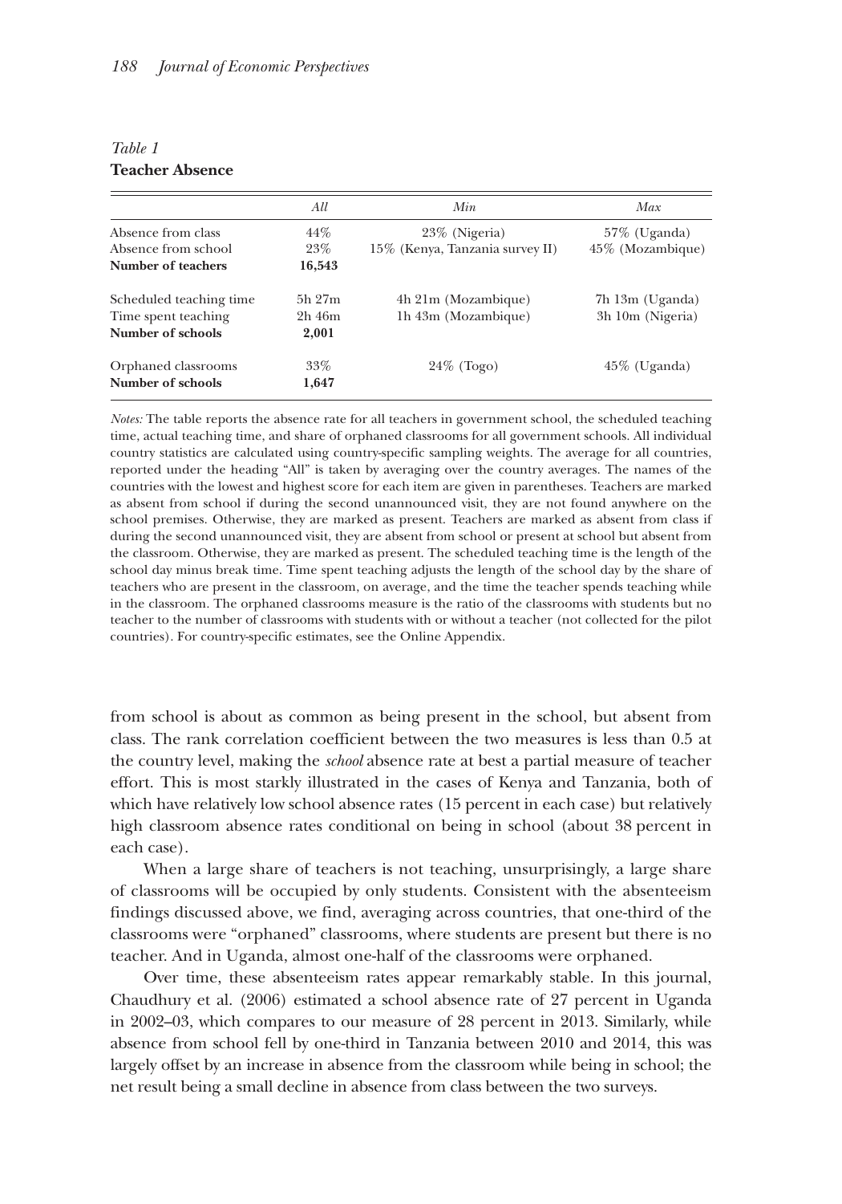*Table 1*
**Teacher Absence**

| | *All* | *Min* | *Max* |
|---|---|---|---|
| Absence from class | 44% | 23% (Nigeria) | 57% (Uganda) |
| Absence from school | 23% | 15% (Kenya, Tanzania survey II) | 45% (Mozambique) |
| **Number of teachers** | **16,543** | | |
| Scheduled teaching time | 5h 27m | 4h 21m (Mozambique) | 7h 13m (Uganda) |
| Time spent teaching | 2h 46m | 1h 43m (Mozambique) | 3h 10m (Nigeria) |
| **Number of schools** | **2,001** | | |
| Orphaned classrooms | 33% | 24% (Togo) | 45% (Uganda) |
| **Number of schools** | **1,647** | | |

*Notes:* The table reports the absence rate for all teachers in government school, the scheduled teaching time, actual teaching time, and share of orphaned classrooms for all government schools. All individual country statistics are calculated using country-specific sampling weights. The average for all countries, reported under the heading "All" is taken by averaging over the country averages. The names of the countries with the lowest and highest score for each item are given in parentheses. Teachers are marked as absent from school if during the second unannounced visit, they are not found anywhere on the school premises. Otherwise, they are marked as present. Teachers are marked as absent from class if during the second unannounced visit, they are absent from school or present at school but absent from the classroom. Otherwise, they are marked as present. The scheduled teaching time is the length of the school day minus break time. Time spent teaching adjusts the length of the school day by the share of teachers who are present in the classroom, on average, and the time the teacher spends teaching while in the classroom. The orphaned classrooms measure is the ratio of the classrooms with students but no teacher to the number of classrooms with students with or without a teacher (not collected for the pilot countries). For country-specific estimates, see the Online Appendix.

from school is about as common as being present in the school, but absent from class. The rank correlation coefficient between the two measures is less than 0.5 at the country level, making the *school* absence rate at best a partial measure of teacher effort. This is most starkly illustrated in the cases of Kenya and Tanzania, both of which have relatively low school absence rates (15 percent in each case) but relatively high classroom absence rates conditional on being in school (about 38 percent in each case).

When a large share of teachers is not teaching, unsurprisingly, a large share of classrooms will be occupied by only students. Consistent with the absenteeism findings discussed above, we find, averaging across countries, that one-third of the classrooms were "orphaned" classrooms, where students are present but there is no teacher. And in Uganda, almost one-half of the classrooms were orphaned.

Over time, these absenteeism rates appear remarkably stable. In this journal, Chaudhury et al. (2006) estimated a school absence rate of 27 percent in Uganda in 2002–03, which compares to our measure of 28 percent in 2013. Similarly, while absence from school fell by one-third in Tanzania between 2010 and 2014, this was largely offset by an increase in absence from the classroom while being in school; the net result being a small decline in absence from class between the two surveys.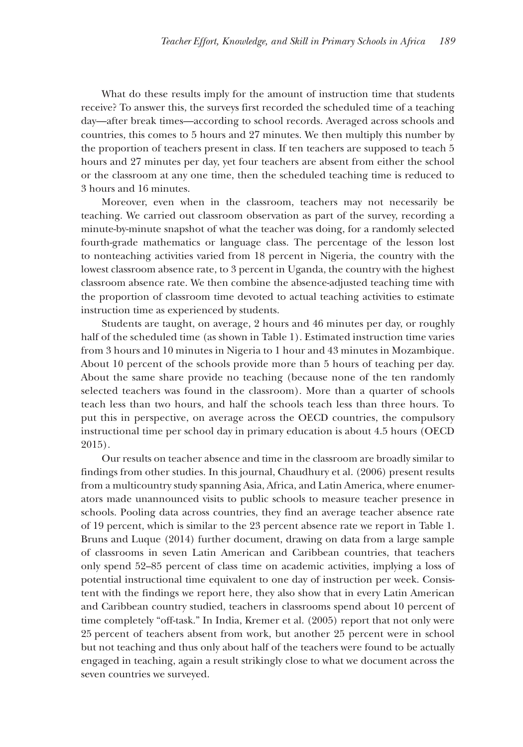What do these results imply for the amount of instruction time that students receive? To answer this, the surveys first recorded the scheduled time of a teaching day—after break times—according to school records. Averaged across schools and countries, this comes to 5 hours and 27 minutes. We then multiply this number by the proportion of teachers present in class. If ten teachers are supposed to teach 5 hours and 27 minutes per day, yet four teachers are absent from either the school or the classroom at any one time, then the scheduled teaching time is reduced to 3 hours and 16 minutes.

Moreover, even when in the classroom, teachers may not necessarily be teaching. We carried out classroom observation as part of the survey, recording a minute-by-minute snapshot of what the teacher was doing, for a randomly selected fourth-grade mathematics or language class. The percentage of the lesson lost to nonteaching activities varied from 18 percent in Nigeria, the country with the lowest classroom absence rate, to 3 percent in Uganda, the country with the highest classroom absence rate. We then combine the absence-adjusted teaching time with the proportion of classroom time devoted to actual teaching activities to estimate instruction time as experienced by students.

Students are taught, on average, 2 hours and 46 minutes per day, or roughly half of the scheduled time (as shown in Table 1). Estimated instruction time varies from 3 hours and 10 minutes in Nigeria to 1 hour and 43 minutes in Mozambique. About 10 percent of the schools provide more than 5 hours of teaching per day. About the same share provide no teaching (because none of the ten randomly selected teachers was found in the classroom). More than a quarter of schools teach less than two hours, and half the schools teach less than three hours. To put this in perspective, on average across the OECD countries, the compulsory instructional time per school day in primary education is about 4.5 hours (OECD 2015).

Our results on teacher absence and time in the classroom are broadly similar to findings from other studies. In this journal, Chaudhury et al. (2006) present results from a multicountry study spanning Asia, Africa, and Latin America, where enumerators made unannounced visits to public schools to measure teacher presence in schools. Pooling data across countries, they find an average teacher absence rate of 19 percent, which is similar to the 23 percent absence rate we report in Table 1. Bruns and Luque (2014) further document, drawing on data from a large sample of classrooms in seven Latin American and Caribbean countries, that teachers only spend 52–85 percent of class time on academic activities, implying a loss of potential instructional time equivalent to one day of instruction per week. Consistent with the findings we report here, they also show that in every Latin American and Caribbean country studied, teachers in classrooms spend about 10 percent of time completely "off-task." In India, Kremer et al. (2005) report that not only were 25 percent of teachers absent from work, but another 25 percent were in school but not teaching and thus only about half of the teachers were found to be actually engaged in teaching, again a result strikingly close to what we document across the seven countries we surveyed.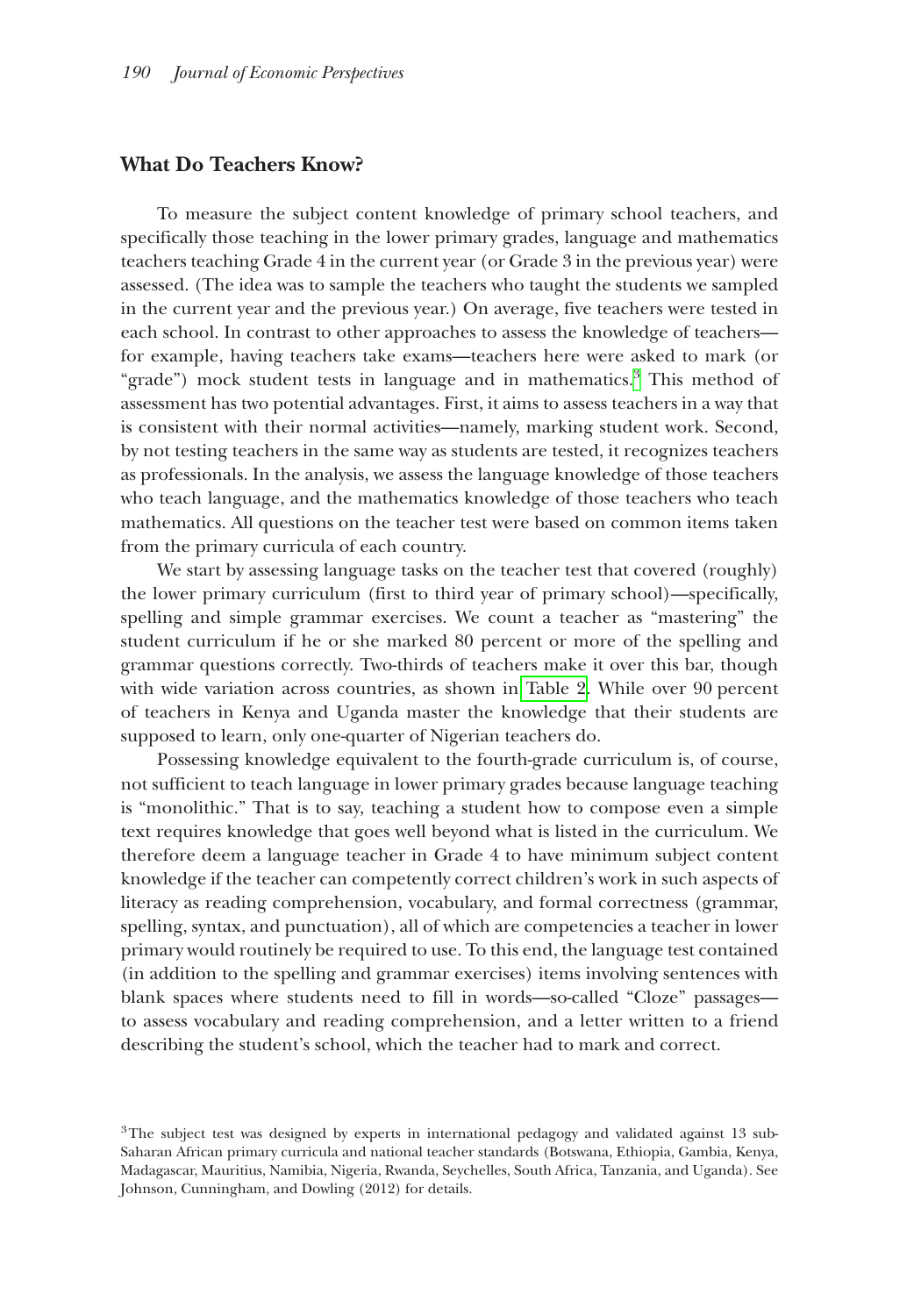## What Do Teachers Know?

To measure the subject content knowledge of primary school teachers, and specifically those teaching in the lower primary grades, language and mathematics teachers teaching Grade 4 in the current year (or Grade 3 in the previous year) were assessed. (The idea was to sample the teachers who taught the students we sampled in the current year and the previous year.) On average, five teachers were tested in each school. In contrast to other approaches to assess the knowledge of teachers—for example, having teachers take exams—teachers here were asked to mark (or "grade") mock student tests in language and in mathematics.[3] This method of assessment has two potential advantages. First, it aims to assess teachers in a way that is consistent with their normal activities—namely, marking student work. Second, by not testing teachers in the same way as students are tested, it recognizes teachers as professionals. In the analysis, we assess the language knowledge of those teachers who teach language, and the mathematics knowledge of those teachers who teach mathematics. All questions on the teacher test were based on common items taken from the primary curricula of each country.

We start by assessing language tasks on the teacher test that covered (roughly) the lower primary curriculum (first to third year of primary school)—specifically, spelling and simple grammar exercises. We count a teacher as "mastering" the student curriculum if he or she marked 80 percent or more of the spelling and grammar questions correctly. Two-thirds of teachers make it over this bar, though with wide variation across countries, as shown in Table 2. While over 90 percent of teachers in Kenya and Uganda master the knowledge that their students are supposed to learn, only one-quarter of Nigerian teachers do.

Possessing knowledge equivalent to the fourth-grade curriculum is, of course, not sufficient to teach language in lower primary grades because language teaching is "monolithic." That is to say, teaching a student how to compose even a simple text requires knowledge that goes well beyond what is listed in the curriculum. We therefore deem a language teacher in Grade 4 to have minimum subject content knowledge if the teacher can competently correct children's work in such aspects of literacy as reading comprehension, vocabulary, and formal correctness (grammar, spelling, syntax, and punctuation), all of which are competencies a teacher in lower primary would routinely be required to use. To this end, the language test contained (in addition to the spelling and grammar exercises) items involving sentences with blank spaces where students need to fill in words—so-called "Cloze" passages—to assess vocabulary and reading comprehension, and a letter written to a friend describing the student's school, which the teacher had to mark and correct.

[3] The subject test was designed by experts in international pedagogy and validated against 13 sub-Saharan African primary curricula and national teacher standards (Botswana, Ethiopia, Gambia, Kenya, Madagascar, Mauritius, Namibia, Nigeria, Rwanda, Seychelles, South Africa, Tanzania, and Uganda). See Johnson, Cunningham, and Dowling (2012) for details.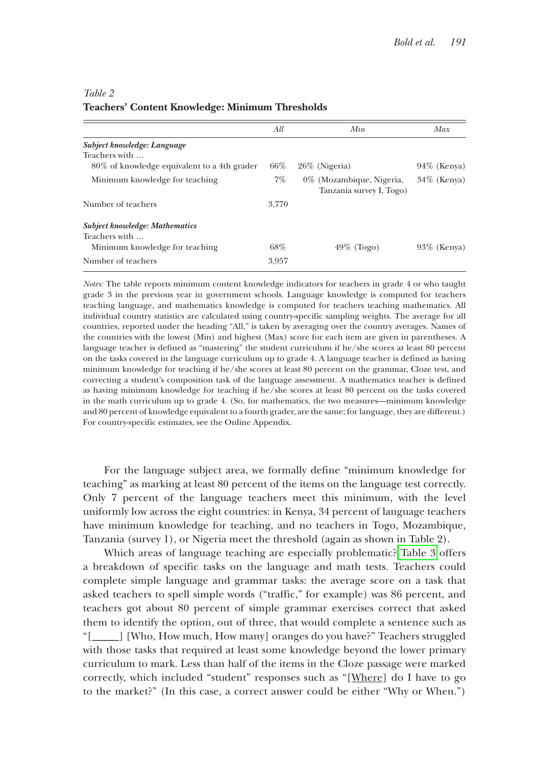*Table 2*
**Teachers' Content Knowledge: Minimum Thresholds**

| | *All* | *Min* | *Max* |
|---|---|---|---|
| ***Subject knowledge: Language*** | | | |
| Teachers with … | | | |
| 80% of knowledge equivalent to a 4th grader | 66% | 26% (Nigeria) | 94% (Kenya) |
| Minimum knowledge for teaching | 7% | 0% (Mozambique, Nigeria, Tanzania survey I, Togo) | 34% (Kenya) |
| Number of teachers | 3,770 | | |
| ***Subject knowledge: Mathematics*** | | | |
| Teachers with … | | | |
| Minimum knowledge for teaching | 68% | 49% (Togo) | 93% (Kenya) |
| Number of teachers | 3,957 | | |

*Notes:* The table reports minimum content knowledge indicators for teachers in grade 4 or who taught grade 3 in the previous year in government schools. Language knowledge is computed for teachers teaching language, and mathematics knowledge is computed for teachers teaching mathematics. All individual country statistics are calculated using country-specific sampling weights. The average for all countries, reported under the heading "All," is taken by averaging over the country averages. Names of the countries with the lowest (Min) and highest (Max) score for each item are given in parentheses. A language teacher is defined as "mastering" the student curriculum if he/she scores at least 80 percent on the tasks covered in the language curriculum up to grade 4. A language teacher is defined as having minimum knowledge for teaching if he/she scores at least 80 percent on the grammar, Cloze test, and correcting a student's composition task of the language assessment. A mathematics teacher is defined as having minimum knowledge for teaching if he/she scores at least 80 percent on the tasks covered in the math curriculum up to grade 4. (So, for mathematics, the two measures—minimum knowledge and 80 percent of knowledge equivalent to a fourth grader, are the same; for language, they are different.) For country-specific estimates, see the Online Appendix.

For the language subject area, we formally define "minimum knowledge for teaching" as marking at least 80 percent of the items on the language test correctly. Only 7 percent of the language teachers meet this minimum, with the level uniformly low across the eight countries: in Kenya, 34 percent of language teachers have minimum knowledge for teaching, and no teachers in Togo, Mozambique, Tanzania (survey 1), or Nigeria meet the threshold (again as shown in Table 2).

Which areas of language teaching are especially problematic? Table 3 offers a breakdown of specific tasks on the language and math tests. Teachers could complete simple language and grammar tasks: the average score on a task that asked teachers to spell simple words ("traffic," for example) was 86 percent, and teachers got about 80 percent of simple grammar exercises correct that asked them to identify the option, out of three, that would complete a sentence such as "[_____] [Who, How much, How many] oranges do you have?" Teachers struggled with those tasks that required at least some knowledge beyond the lower primary curriculum to mark. Less than half of the items in the Cloze passage were marked correctly, which included "student" responses such as "[Where] do I have to go to the market?" (In this case, a correct answer could be either "Why or When.")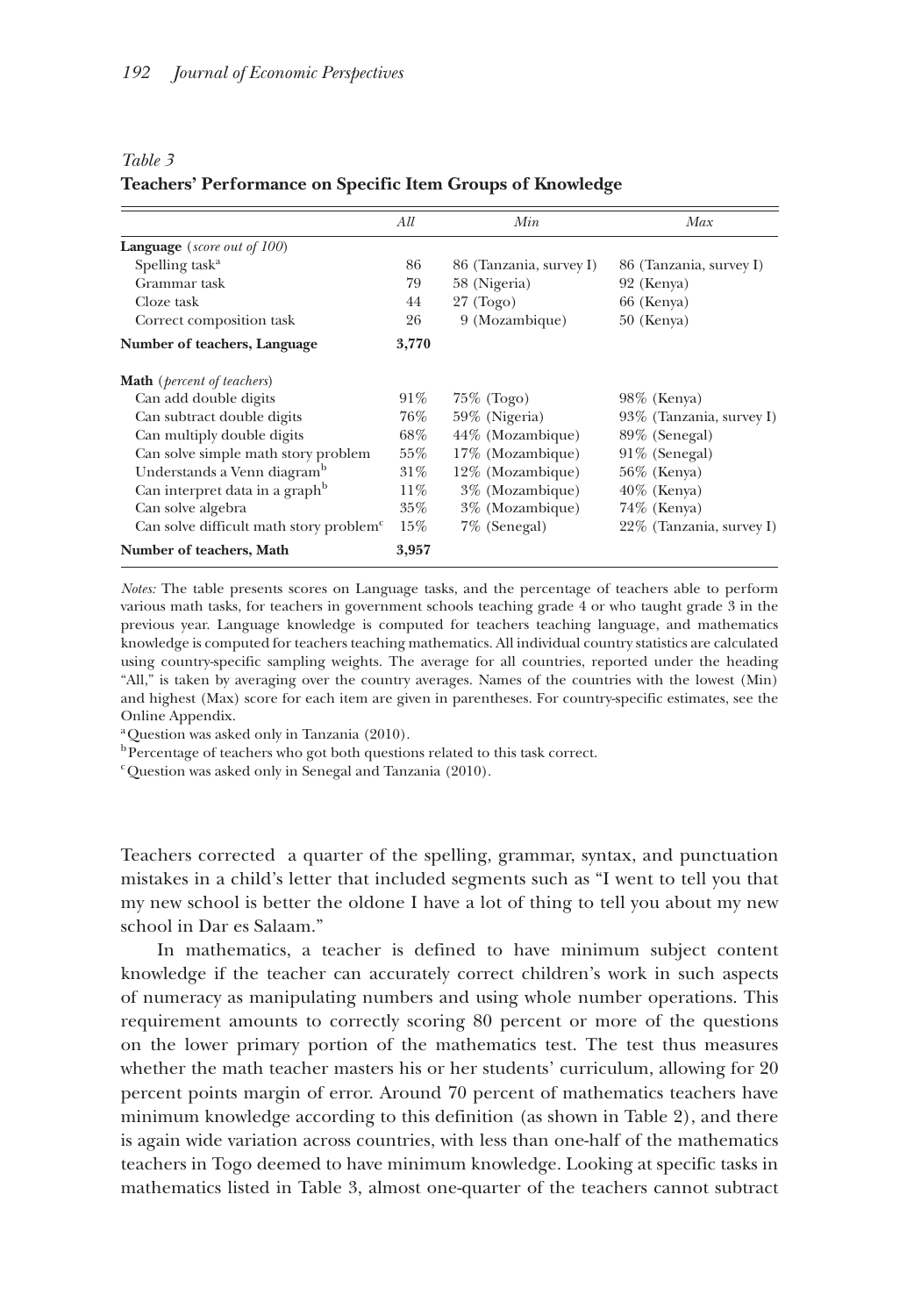*Table 3*
**Teachers' Performance on Specific Item Groups of Knowledge**

| | *All* | *Min* | *Max* |
|---|---|---|---|
| **Language** (*score out of 100*) | | | |
| Spelling task[a] | 86 | 86 (Tanzania, survey I) | 86 (Tanzania, survey I) |
| Grammar task | 79 | 58 (Nigeria) | 92 (Kenya) |
| Cloze task | 44 | 27 (Togo) | 66 (Kenya) |
| Correct composition task | 26 | 9 (Mozambique) | 50 (Kenya) |
| **Number of teachers, Language** | **3,770** | | |
| **Math** (*percent of teachers*) | | | |
| Can add double digits | 91% | 75% (Togo) | 98% (Kenya) |
| Can subtract double digits | 76% | 59% (Nigeria) | 93% (Tanzania, survey I) |
| Can multiply double digits | 68% | 44% (Mozambique) | 89% (Senegal) |
| Can solve simple math story problem | 55% | 17% (Mozambique) | 91% (Senegal) |
| Understands a Venn diagram[b] | 31% | 12% (Mozambique) | 56% (Kenya) |
| Can interpret data in a graph[b] | 11% | 3% (Mozambique) | 40% (Kenya) |
| Can solve algebra | 35% | 3% (Mozambique) | 74% (Kenya) |
| Can solve difficult math story problem[c] | 15% | 7% (Senegal) | 22% (Tanzania, survey I) |
| **Number of teachers, Math** | **3,957** | | |

*Notes:* The table presents scores on Language tasks, and the percentage of teachers able to perform various math tasks, for teachers in government schools teaching grade 4 or who taught grade 3 in the previous year. Language knowledge is computed for teachers teaching language, and mathematics knowledge is computed for teachers teaching mathematics. All individual country statistics are calculated using country-specific sampling weights. The average for all countries, reported under the heading "All," is taken by averaging over the country averages. Names of the countries with the lowest (Min) and highest (Max) score for each item are given in parentheses. For country-specific estimates, see the Online Appendix.

[a] Question was asked only in Tanzania (2010).

[b] Percentage of teachers who got both questions related to this task correct.

[c] Question was asked only in Senegal and Tanzania (2010).

Teachers corrected a quarter of the spelling, grammar, syntax, and punctuation mistakes in a child's letter that included segments such as "I went to tell you that my new school is better the oldone I have a lot of thing to tell you about my new school in Dar es Salaam."

In mathematics, a teacher is defined to have minimum subject content knowledge if the teacher can accurately correct children's work in such aspects of numeracy as manipulating numbers and using whole number operations. This requirement amounts to correctly scoring 80 percent or more of the questions on the lower primary portion of the mathematics test. The test thus measures whether the math teacher masters his or her students' curriculum, allowing for 20 percent points margin of error. Around 70 percent of mathematics teachers have minimum knowledge according to this definition (as shown in Table 2), and there is again wide variation across countries, with less than one-half of the mathematics teachers in Togo deemed to have minimum knowledge. Looking at specific tasks in mathematics listed in Table 3, almost one-quarter of the teachers cannot subtract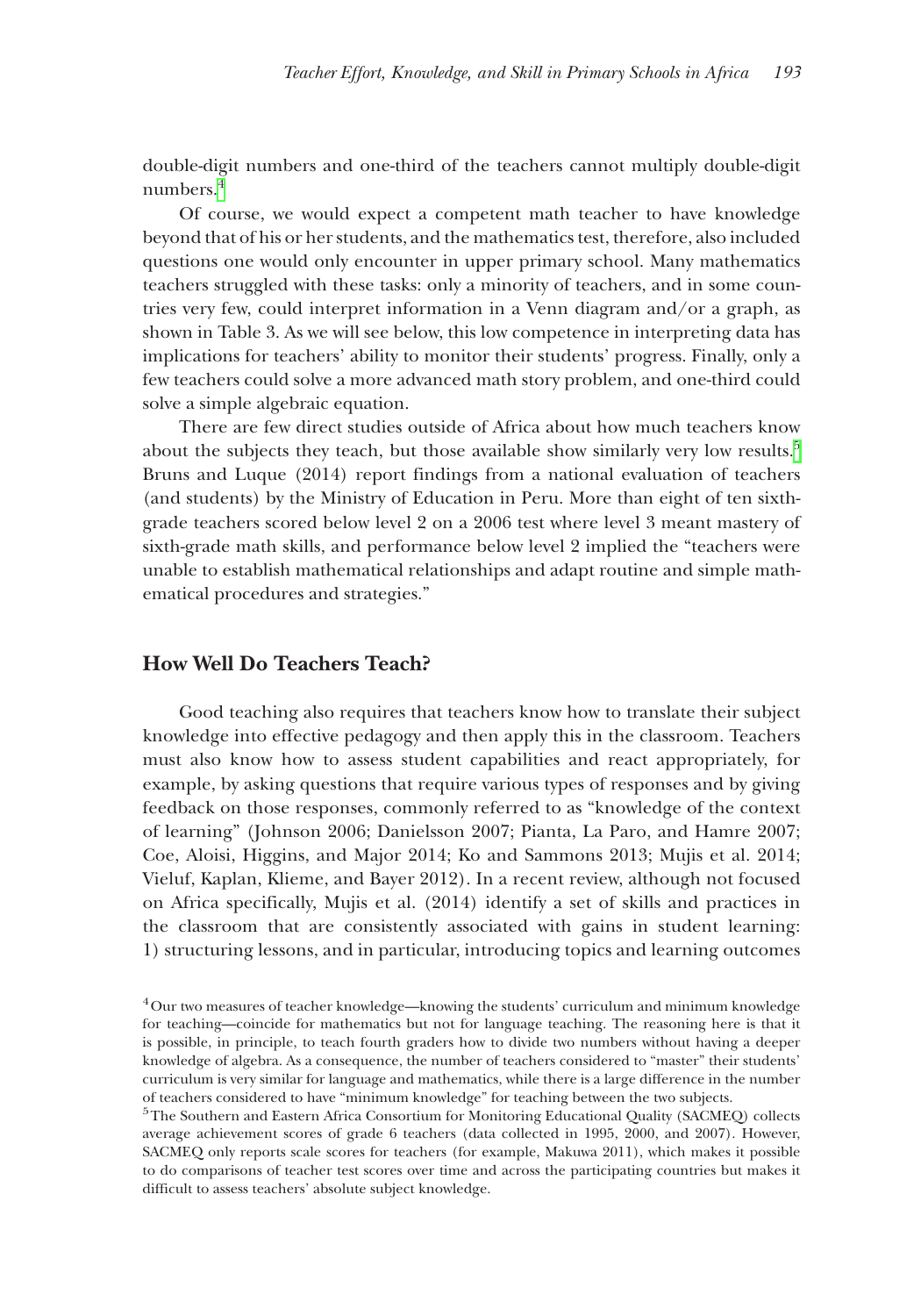double-digit numbers and one-third of the teachers cannot multiply double-digit numbers.[4]

Of course, we would expect a competent math teacher to have knowledge beyond that of his or her students, and the mathematics test, therefore, also included questions one would only encounter in upper primary school. Many mathematics teachers struggled with these tasks: only a minority of teachers, and in some countries very few, could interpret information in a Venn diagram and/or a graph, as shown in Table 3. As we will see below, this low competence in interpreting data has implications for teachers' ability to monitor their students' progress. Finally, only a few teachers could solve a more advanced math story problem, and one-third could solve a simple algebraic equation.

There are few direct studies outside of Africa about how much teachers know about the subjects they teach, but those available show similarly very low results.[5] Bruns and Luque (2014) report findings from a national evaluation of teachers (and students) by the Ministry of Education in Peru. More than eight of ten sixth-grade teachers scored below level 2 on a 2006 test where level 3 meant mastery of sixth-grade math skills, and performance below level 2 implied the "teachers were unable to establish mathematical relationships and adapt routine and simple mathematical procedures and strategies."

## How Well Do Teachers Teach?

Good teaching also requires that teachers know how to translate their subject knowledge into effective pedagogy and then apply this in the classroom. Teachers must also know how to assess student capabilities and react appropriately, for example, by asking questions that require various types of responses and by giving feedback on those responses, commonly referred to as "knowledge of the context of learning" (Johnson 2006; Danielsson 2007; Pianta, La Paro, and Hamre 2007; Coe, Aloisi, Higgins, and Major 2014; Ko and Sammons 2013; Mujis et al. 2014; Vieluf, Kaplan, Klieme, and Bayer 2012). In a recent review, although not focused on Africa specifically, Mujis et al. (2014) identify a set of skills and practices in the classroom that are consistently associated with gains in student learning: 1) structuring lessons, and in particular, introducing topics and learning outcomes

[4] Our two measures of teacher knowledge—knowing the students' curriculum and minimum knowledge for teaching—coincide for mathematics but not for language teaching. The reasoning here is that it is possible, in principle, to teach fourth graders how to divide two numbers without having a deeper knowledge of algebra. As a consequence, the number of teachers considered to "master" their students' curriculum is very similar for language and mathematics, while there is a large difference in the number of teachers considered to have "minimum knowledge" for teaching between the two subjects.

[5] The Southern and Eastern Africa Consortium for Monitoring Educational Quality (SACMEQ) collects average achievement scores of grade 6 teachers (data collected in 1995, 2000, and 2007). However, SACMEQ only reports scale scores for teachers (for example, Makuwa 2011), which makes it possible to do comparisons of teacher test scores over time and across the participating countries but makes it difficult to assess teachers' absolute subject knowledge.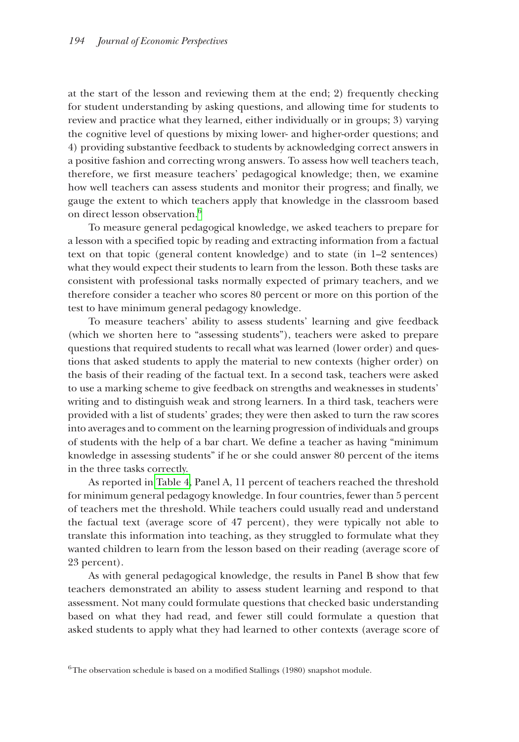at the start of the lesson and reviewing them at the end; 2) frequently checking for student understanding by asking questions, and allowing time for students to review and practice what they learned, either individually or in groups; 3) varying the cognitive level of questions by mixing lower- and higher-order questions; and 4) providing substantive feedback to students by acknowledging correct answers in a positive fashion and correcting wrong answers. To assess how well teachers teach, therefore, we first measure teachers' pedagogical knowledge; then, we examine how well teachers can assess students and monitor their progress; and finally, we gauge the extent to which teachers apply that knowledge in the classroom based on direct lesson observation.[6]

To measure general pedagogical knowledge, we asked teachers to prepare for a lesson with a specified topic by reading and extracting information from a factual text on that topic (general content knowledge) and to state (in 1–2 sentences) what they would expect their students to learn from the lesson. Both these tasks are consistent with professional tasks normally expected of primary teachers, and we therefore consider a teacher who scores 80 percent or more on this portion of the test to have minimum general pedagogy knowledge.

To measure teachers' ability to assess students' learning and give feedback (which we shorten here to "assessing students"), teachers were asked to prepare questions that required students to recall what was learned (lower order) and questions that asked students to apply the material to new contexts (higher order) on the basis of their reading of the factual text. In a second task, teachers were asked to use a marking scheme to give feedback on strengths and weaknesses in students' writing and to distinguish weak and strong learners. In a third task, teachers were provided with a list of students' grades; they were then asked to turn the raw scores into averages and to comment on the learning progression of individuals and groups of students with the help of a bar chart. We define a teacher as having "minimum knowledge in assessing students" if he or she could answer 80 percent of the items in the three tasks correctly.

As reported in Table 4, Panel A, 11 percent of teachers reached the threshold for minimum general pedagogy knowledge. In four countries, fewer than 5 percent of teachers met the threshold. While teachers could usually read and understand the factual text (average score of 47 percent), they were typically not able to translate this information into teaching, as they struggled to formulate what they wanted children to learn from the lesson based on their reading (average score of 23 percent).

As with general pedagogical knowledge, the results in Panel B show that few teachers demonstrated an ability to assess student learning and respond to that assessment. Not many could formulate questions that checked basic understanding based on what they had read, and fewer still could formulate a question that asked students to apply what they had learned to other contexts (average score of

[6] The observation schedule is based on a modified Stallings (1980) snapshot module.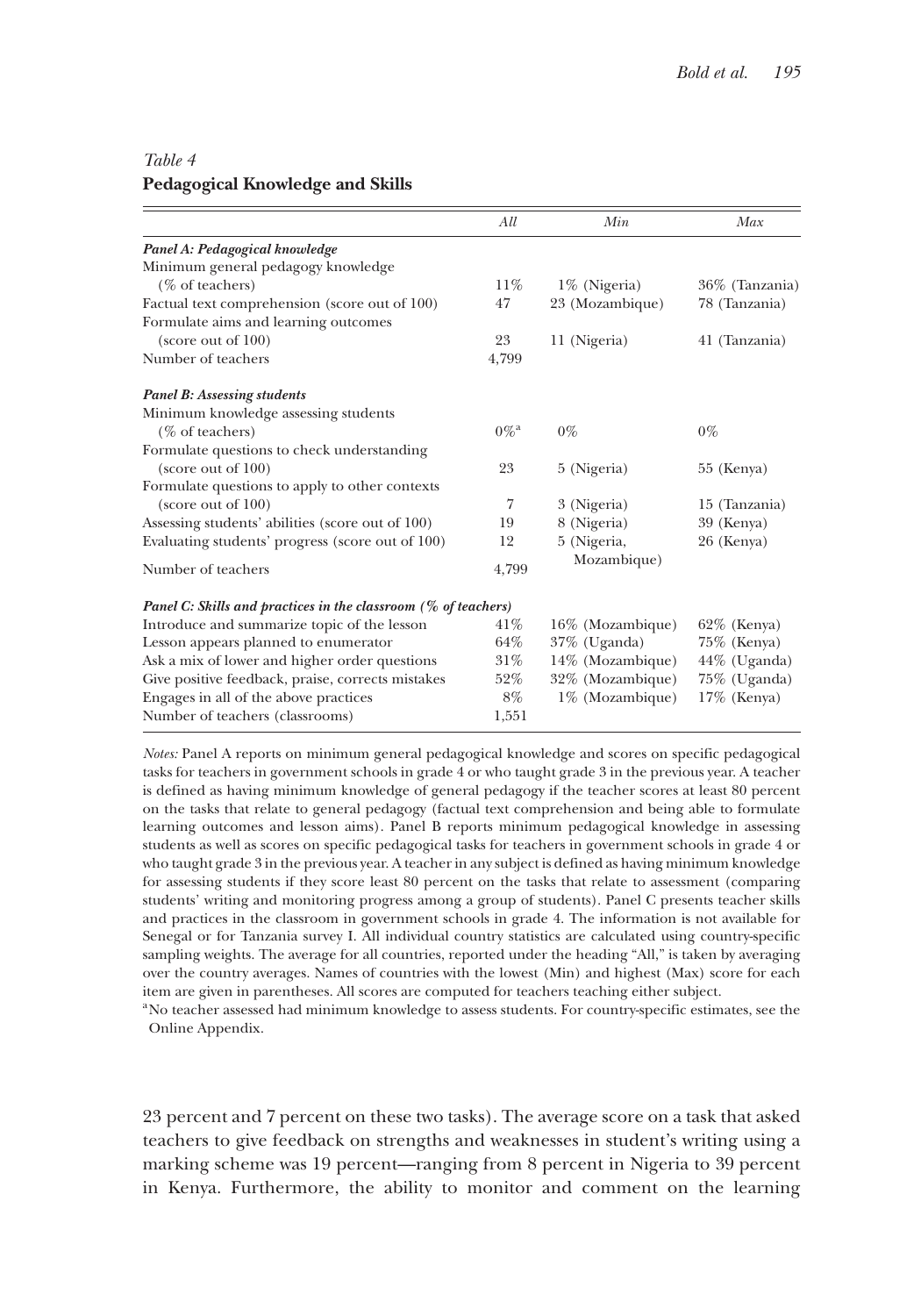*Table 4*
**Pedagogical Knowledge and Skills**

| | *All* | *Min* | *Max* |
|---|---|---|---|
| ***Panel A: Pedagogical knowledge*** | | | |
| Minimum general pedagogy knowledge (% of teachers) | 11% | 1% (Nigeria) | 36% (Tanzania) |
| Factual text comprehension (score out of 100) | 47 | 23 (Mozambique) | 78 (Tanzania) |
| Formulate aims and learning outcomes (score out of 100) | 23 | 11 (Nigeria) | 41 (Tanzania) |
| Number of teachers | 4,799 | | |
| ***Panel B: Assessing students*** | | | |
| Minimum knowledge assessing students (% of teachers) | 0%[a] | 0% | 0% |
| Formulate questions to check understanding (score out of 100) | 23 | 5 (Nigeria) | 55 (Kenya) |
| Formulate questions to apply to other contexts (score out of 100) | 7 | 3 (Nigeria) | 15 (Tanzania) |
| Assessing students' abilities (score out of 100) | 19 | 8 (Nigeria) | 39 (Kenya) |
| Evaluating students' progress (score out of 100) | 12 | 5 (Nigeria, Mozambique) | 26 (Kenya) |
| Number of teachers | 4,799 | | |
| ***Panel C: Skills and practices in the classroom (% of teachers)*** | | | |
| Introduce and summarize topic of the lesson | 41% | 16% (Mozambique) | 62% (Kenya) |
| Lesson appears planned to enumerator | 64% | 37% (Uganda) | 75% (Kenya) |
| Ask a mix of lower and higher order questions | 31% | 14% (Mozambique) | 44% (Uganda) |
| Give positive feedback, praise, corrects mistakes | 52% | 32% (Mozambique) | 75% (Uganda) |
| Engages in all of the above practices | 8% | 1% (Mozambique) | 17% (Kenya) |
| Number of teachers (classrooms) | 1,551 | | |

*Notes:* Panel A reports on minimum general pedagogical knowledge and scores on specific pedagogical tasks for teachers in government schools in grade 4 or who taught grade 3 in the previous year. A teacher is defined as having minimum knowledge of general pedagogy if the teacher scores at least 80 percent on the tasks that relate to general pedagogy (factual text comprehension and being able to formulate learning outcomes and lesson aims). Panel B reports minimum pedagogical knowledge in assessing students as well as scores on specific pedagogical tasks for teachers in government schools in grade 4 or who taught grade 3 in the previous year. A teacher in any subject is defined as having minimum knowledge for assessing students if they score least 80 percent on the tasks that relate to assessment (comparing students' writing and monitoring progress among a group of students). Panel C presents teacher skills and practices in the classroom in government schools in grade 4. The information is not available for Senegal or for Tanzania survey I. All individual country statistics are calculated using country-specific sampling weights. The average for all countries, reported under the heading "All," is taken by averaging over the country averages. Names of countries with the lowest (Min) and highest (Max) score for each item are given in parentheses. All scores are computed for teachers teaching either subject.

[a]No teacher assessed had minimum knowledge to assess students. For country-specific estimates, see the Online Appendix.

23 percent and 7 percent on these two tasks). The average score on a task that asked teachers to give feedback on strengths and weaknesses in student's writing using a marking scheme was 19 percent—ranging from 8 percent in Nigeria to 39 percent in Kenya. Furthermore, the ability to monitor and comment on the learning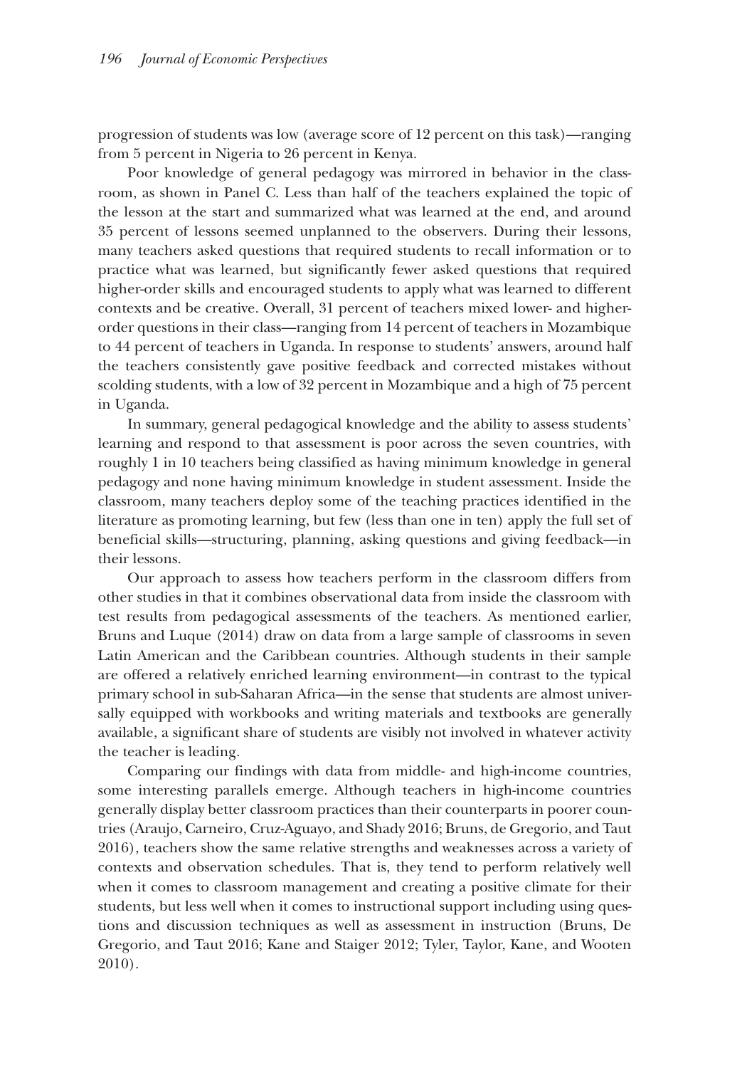progression of students was low (average score of 12 percent on this task)—ranging from 5 percent in Nigeria to 26 percent in Kenya.

Poor knowledge of general pedagogy was mirrored in behavior in the classroom, as shown in Panel C. Less than half of the teachers explained the topic of the lesson at the start and summarized what was learned at the end, and around 35 percent of lessons seemed unplanned to the observers. During their lessons, many teachers asked questions that required students to recall information or to practice what was learned, but significantly fewer asked questions that required higher-order skills and encouraged students to apply what was learned to different contexts and be creative. Overall, 31 percent of teachers mixed lower- and higher-order questions in their class—ranging from 14 percent of teachers in Mozambique to 44 percent of teachers in Uganda. In response to students' answers, around half the teachers consistently gave positive feedback and corrected mistakes without scolding students, with a low of 32 percent in Mozambique and a high of 75 percent in Uganda.

In summary, general pedagogical knowledge and the ability to assess students' learning and respond to that assessment is poor across the seven countries, with roughly 1 in 10 teachers being classified as having minimum knowledge in general pedagogy and none having minimum knowledge in student assessment. Inside the classroom, many teachers deploy some of the teaching practices identified in the literature as promoting learning, but few (less than one in ten) apply the full set of beneficial skills—structuring, planning, asking questions and giving feedback—in their lessons.

Our approach to assess how teachers perform in the classroom differs from other studies in that it combines observational data from inside the classroom with test results from pedagogical assessments of the teachers. As mentioned earlier, Bruns and Luque (2014) draw on data from a large sample of classrooms in seven Latin American and the Caribbean countries. Although students in their sample are offered a relatively enriched learning environment—in contrast to the typical primary school in sub-Saharan Africa—in the sense that students are almost universally equipped with workbooks and writing materials and textbooks are generally available, a significant share of students are visibly not involved in whatever activity the teacher is leading.

Comparing our findings with data from middle- and high-income countries, some interesting parallels emerge. Although teachers in high-income countries generally display better classroom practices than their counterparts in poorer countries (Araujo, Carneiro, Cruz-Aguayo, and Shady 2016; Bruns, de Gregorio, and Taut 2016), teachers show the same relative strengths and weaknesses across a variety of contexts and observation schedules. That is, they tend to perform relatively well when it comes to classroom management and creating a positive climate for their students, but less well when it comes to instructional support including using questions and discussion techniques as well as assessment in instruction (Bruns, De Gregorio, and Taut 2016; Kane and Staiger 2012; Tyler, Taylor, Kane, and Wooten 2010).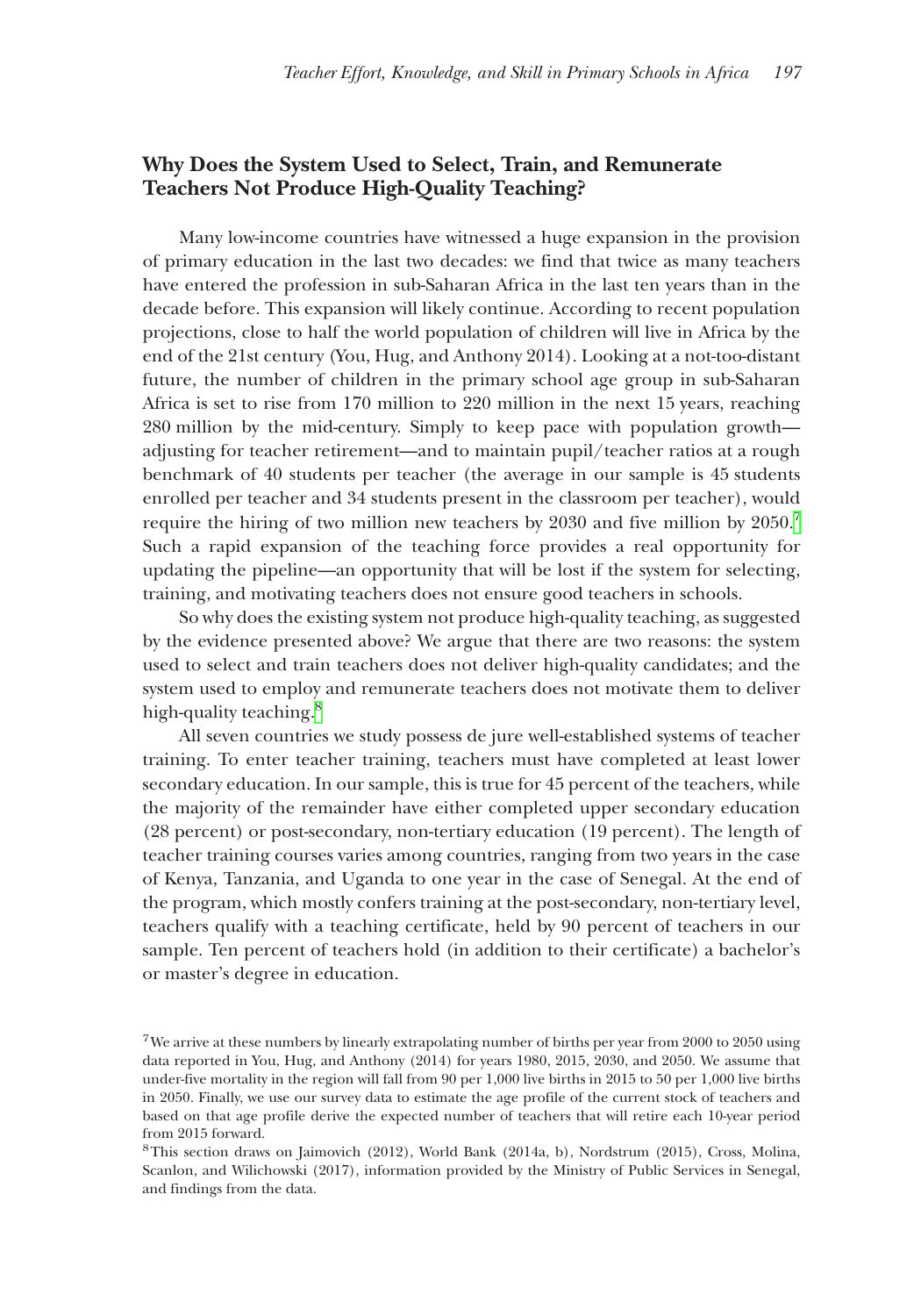## Why Does the System Used to Select, Train, and Remunerate Teachers Not Produce High-Quality Teaching?

Many low-income countries have witnessed a huge expansion in the provision of primary education in the last two decades: we find that twice as many teachers have entered the profession in sub-Saharan Africa in the last ten years than in the decade before. This expansion will likely continue. According to recent population projections, close to half the world population of children will live in Africa by the end of the 21st century (You, Hug, and Anthony 2014). Looking at a not-too-distant future, the number of children in the primary school age group in sub-Saharan Africa is set to rise from 170 million to 220 million in the next 15 years, reaching 280 million by the mid-century. Simply to keep pace with population growth—adjusting for teacher retirement—and to maintain pupil/teacher ratios at a rough benchmark of 40 students per teacher (the average in our sample is 45 students enrolled per teacher and 34 students present in the classroom per teacher), would require the hiring of two million new teachers by 2030 and five million by 2050.[7] Such a rapid expansion of the teaching force provides a real opportunity for updating the pipeline—an opportunity that will be lost if the system for selecting, training, and motivating teachers does not ensure good teachers in schools.

So why does the existing system not produce high-quality teaching, as suggested by the evidence presented above? We argue that there are two reasons: the system used to select and train teachers does not deliver high-quality candidates; and the system used to employ and remunerate teachers does not motivate them to deliver high-quality teaching.[8]

All seven countries we study possess de jure well-established systems of teacher training. To enter teacher training, teachers must have completed at least lower secondary education. In our sample, this is true for 45 percent of the teachers, while the majority of the remainder have either completed upper secondary education (28 percent) or post-secondary, non-tertiary education (19 percent). The length of teacher training courses varies among countries, ranging from two years in the case of Kenya, Tanzania, and Uganda to one year in the case of Senegal. At the end of the program, which mostly confers training at the post-secondary, non-tertiary level, teachers qualify with a teaching certificate, held by 90 percent of teachers in our sample. Ten percent of teachers hold (in addition to their certificate) a bachelor's or master's degree in education.

[7] We arrive at these numbers by linearly extrapolating number of births per year from 2000 to 2050 using data reported in You, Hug, and Anthony (2014) for years 1980, 2015, 2030, and 2050. We assume that under-five mortality in the region will fall from 90 per 1,000 live births in 2015 to 50 per 1,000 live births in 2050. Finally, we use our survey data to estimate the age profile of the current stock of teachers and based on that age profile derive the expected number of teachers that will retire each 10-year period from 2015 forward.

[8] This section draws on Jaimovich (2012), World Bank (2014a, b), Nordstrum (2015), Cross, Molina, Scanlon, and Wilichowski (2017), information provided by the Ministry of Public Services in Senegal, and findings from the data.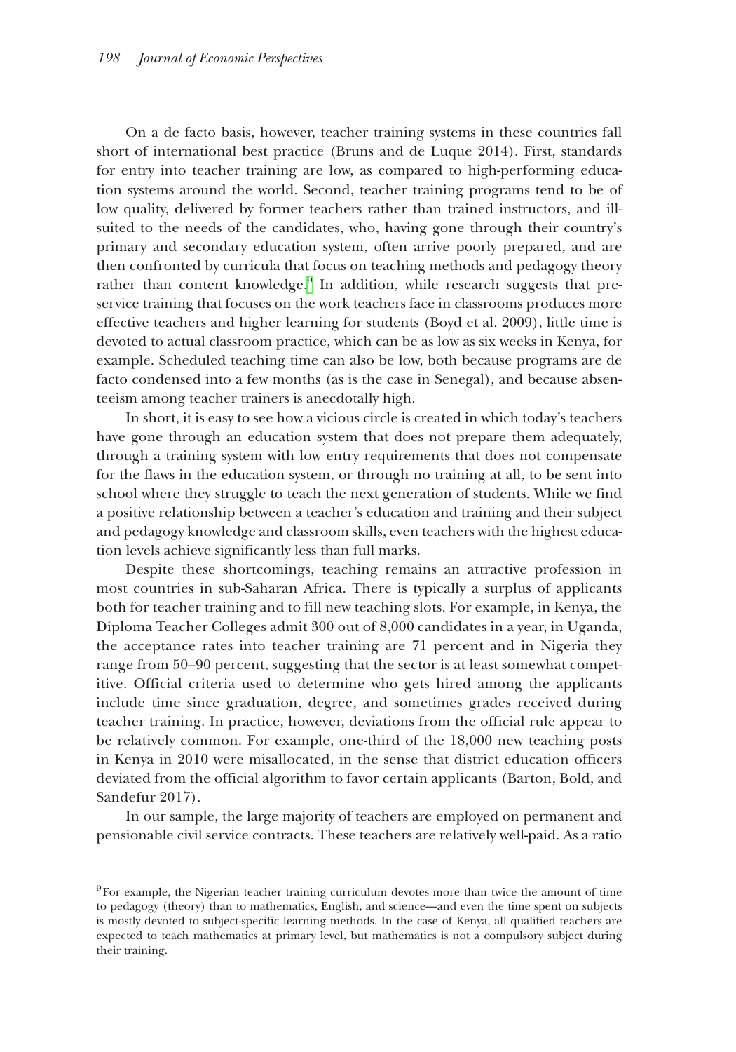On a de facto basis, however, teacher training systems in these countries fall short of international best practice (Bruns and de Luque 2014). First, standards for entry into teacher training are low, as compared to high-performing education systems around the world. Second, teacher training programs tend to be of low quality, delivered by former teachers rather than trained instructors, and ill-suited to the needs of the candidates, who, having gone through their country's primary and secondary education system, often arrive poorly prepared, and are then confronted by curricula that focus on teaching methods and pedagogy theory rather than content knowledge.[9] In addition, while research suggests that pre-service training that focuses on the work teachers face in classrooms produces more effective teachers and higher learning for students (Boyd et al. 2009), little time is devoted to actual classroom practice, which can be as low as six weeks in Kenya, for example. Scheduled teaching time can also be low, both because programs are de facto condensed into a few months (as is the case in Senegal), and because absenteeism among teacher trainers is anecdotally high.

In short, it is easy to see how a vicious circle is created in which today's teachers have gone through an education system that does not prepare them adequately, through a training system with low entry requirements that does not compensate for the flaws in the education system, or through no training at all, to be sent into school where they struggle to teach the next generation of students. While we find a positive relationship between a teacher's education and training and their subject and pedagogy knowledge and classroom skills, even teachers with the highest education levels achieve significantly less than full marks.

Despite these shortcomings, teaching remains an attractive profession in most countries in sub-Saharan Africa. There is typically a surplus of applicants both for teacher training and to fill new teaching slots. For example, in Kenya, the Diploma Teacher Colleges admit 300 out of 8,000 candidates in a year, in Uganda, the acceptance rates into teacher training are 71 percent and in Nigeria they range from 50–90 percent, suggesting that the sector is at least somewhat competitive. Official criteria used to determine who gets hired among the applicants include time since graduation, degree, and sometimes grades received during teacher training. In practice, however, deviations from the official rule appear to be relatively common. For example, one-third of the 18,000 new teaching posts in Kenya in 2010 were misallocated, in the sense that district education officers deviated from the official algorithm to favor certain applicants (Barton, Bold, and Sandefur 2017).

In our sample, the large majority of teachers are employed on permanent and pensionable civil service contracts. These teachers are relatively well-paid. As a ratio

[9] For example, the Nigerian teacher training curriculum devotes more than twice the amount of time to pedagogy (theory) than to mathematics, English, and science—and even the time spent on subjects is mostly devoted to subject-specific learning methods. In the case of Kenya, all qualified teachers are expected to teach mathematics at primary level, but mathematics is not a compulsory subject during their training.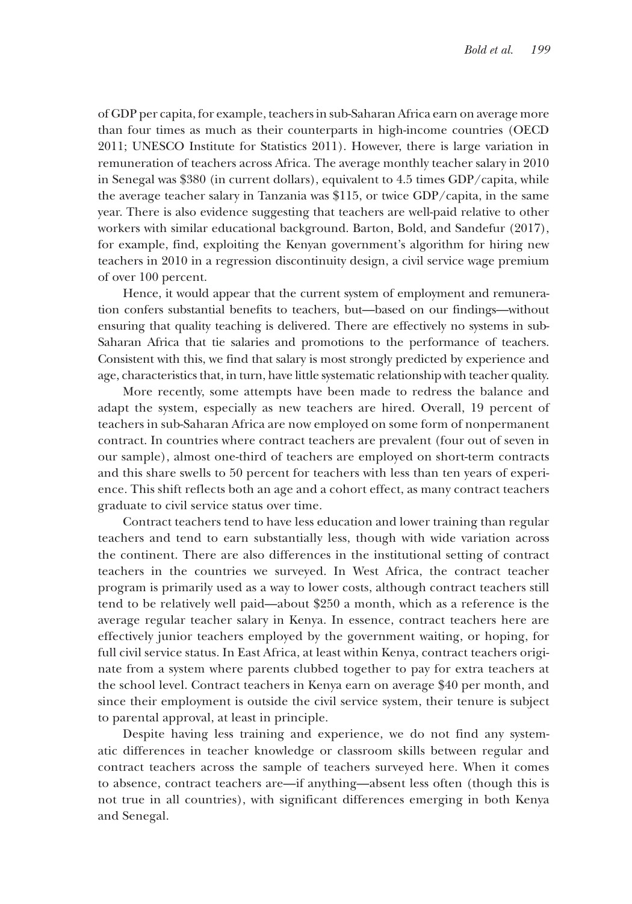of GDP per capita, for example, teachers in sub-Saharan Africa earn on average more than four times as much as their counterparts in high-income countries (OECD 2011; UNESCO Institute for Statistics 2011). However, there is large variation in remuneration of teachers across Africa. The average monthly teacher salary in 2010 in Senegal was $380 (in current dollars), equivalent to 4.5 times GDP/capita, while the average teacher salary in Tanzania was $115, or twice GDP/capita, in the same year. There is also evidence suggesting that teachers are well-paid relative to other workers with similar educational background. Barton, Bold, and Sandefur (2017), for example, find, exploiting the Kenyan government's algorithm for hiring new teachers in 2010 in a regression discontinuity design, a civil service wage premium of over 100 percent.

Hence, it would appear that the current system of employment and remuneration confers substantial benefits to teachers, but—based on our findings—without ensuring that quality teaching is delivered. There are effectively no systems in sub-Saharan Africa that tie salaries and promotions to the performance of teachers. Consistent with this, we find that salary is most strongly predicted by experience and age, characteristics that, in turn, have little systematic relationship with teacher quality.

More recently, some attempts have been made to redress the balance and adapt the system, especially as new teachers are hired. Overall, 19 percent of teachers in sub-Saharan Africa are now employed on some form of nonpermanent contract. In countries where contract teachers are prevalent (four out of seven in our sample), almost one-third of teachers are employed on short-term contracts and this share swells to 50 percent for teachers with less than ten years of experience. This shift reflects both an age and a cohort effect, as many contract teachers graduate to civil service status over time.

Contract teachers tend to have less education and lower training than regular teachers and tend to earn substantially less, though with wide variation across the continent. There are also differences in the institutional setting of contract teachers in the countries we surveyed. In West Africa, the contract teacher program is primarily used as a way to lower costs, although contract teachers still tend to be relatively well paid—about $250 a month, which as a reference is the average regular teacher salary in Kenya. In essence, contract teachers here are effectively junior teachers employed by the government waiting, or hoping, for full civil service status. In East Africa, at least within Kenya, contract teachers originate from a system where parents clubbed together to pay for extra teachers at the school level. Contract teachers in Kenya earn on average $40 per month, and since their employment is outside the civil service system, their tenure is subject to parental approval, at least in principle.

Despite having less training and experience, we do not find any systematic differences in teacher knowledge or classroom skills between regular and contract teachers across the sample of teachers surveyed here. When it comes to absence, contract teachers are—if anything—absent less often (though this is not true in all countries), with significant differences emerging in both Kenya and Senegal.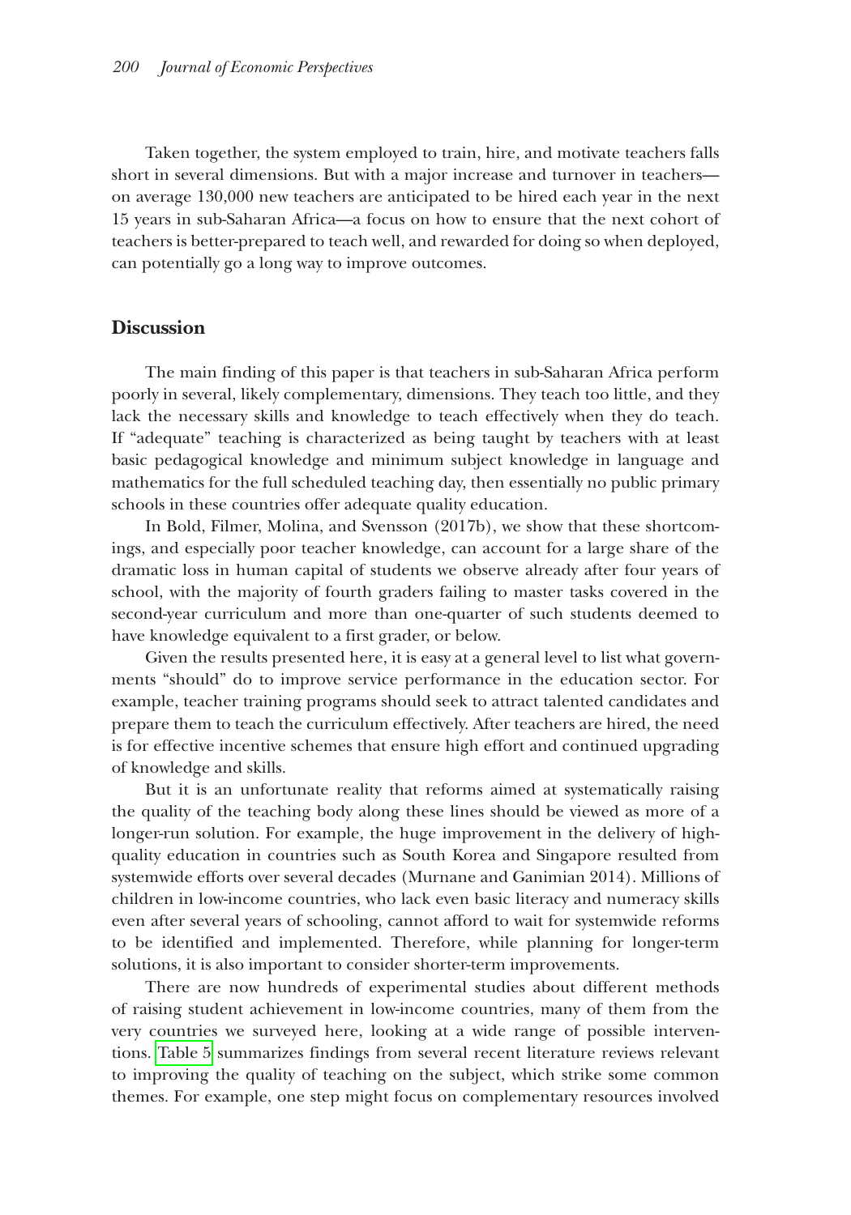Taken together, the system employed to train, hire, and motivate teachers falls short in several dimensions. But with a major increase and turnover in teachers—on average 130,000 new teachers are anticipated to be hired each year in the next 15 years in sub-Saharan Africa—a focus on how to ensure that the next cohort of teachers is better-prepared to teach well, and rewarded for doing so when deployed, can potentially go a long way to improve outcomes.

## Discussion

The main finding of this paper is that teachers in sub-Saharan Africa perform poorly in several, likely complementary, dimensions. They teach too little, and they lack the necessary skills and knowledge to teach effectively when they do teach. If "adequate" teaching is characterized as being taught by teachers with at least basic pedagogical knowledge and minimum subject knowledge in language and mathematics for the full scheduled teaching day, then essentially no public primary schools in these countries offer adequate quality education.

In Bold, Filmer, Molina, and Svensson (2017b), we show that these shortcomings, and especially poor teacher knowledge, can account for a large share of the dramatic loss in human capital of students we observe already after four years of school, with the majority of fourth graders failing to master tasks covered in the second-year curriculum and more than one-quarter of such students deemed to have knowledge equivalent to a first grader, or below.

Given the results presented here, it is easy at a general level to list what governments "should" do to improve service performance in the education sector. For example, teacher training programs should seek to attract talented candidates and prepare them to teach the curriculum effectively. After teachers are hired, the need is for effective incentive schemes that ensure high effort and continued upgrading of knowledge and skills.

But it is an unfortunate reality that reforms aimed at systematically raising the quality of the teaching body along these lines should be viewed as more of a longer-run solution. For example, the huge improvement in the delivery of high-quality education in countries such as South Korea and Singapore resulted from systemwide efforts over several decades (Murnane and Ganimian 2014). Millions of children in low-income countries, who lack even basic literacy and numeracy skills even after several years of schooling, cannot afford to wait for systemwide reforms to be identified and implemented. Therefore, while planning for longer-term solutions, it is also important to consider shorter-term improvements.

There are now hundreds of experimental studies about different methods of raising student achievement in low-income countries, many of them from the very countries we surveyed here, looking at a wide range of possible interventions. Table 5 summarizes findings from several recent literature reviews relevant to improving the quality of teaching on the subject, which strike some common themes. For example, one step might focus on complementary resources involved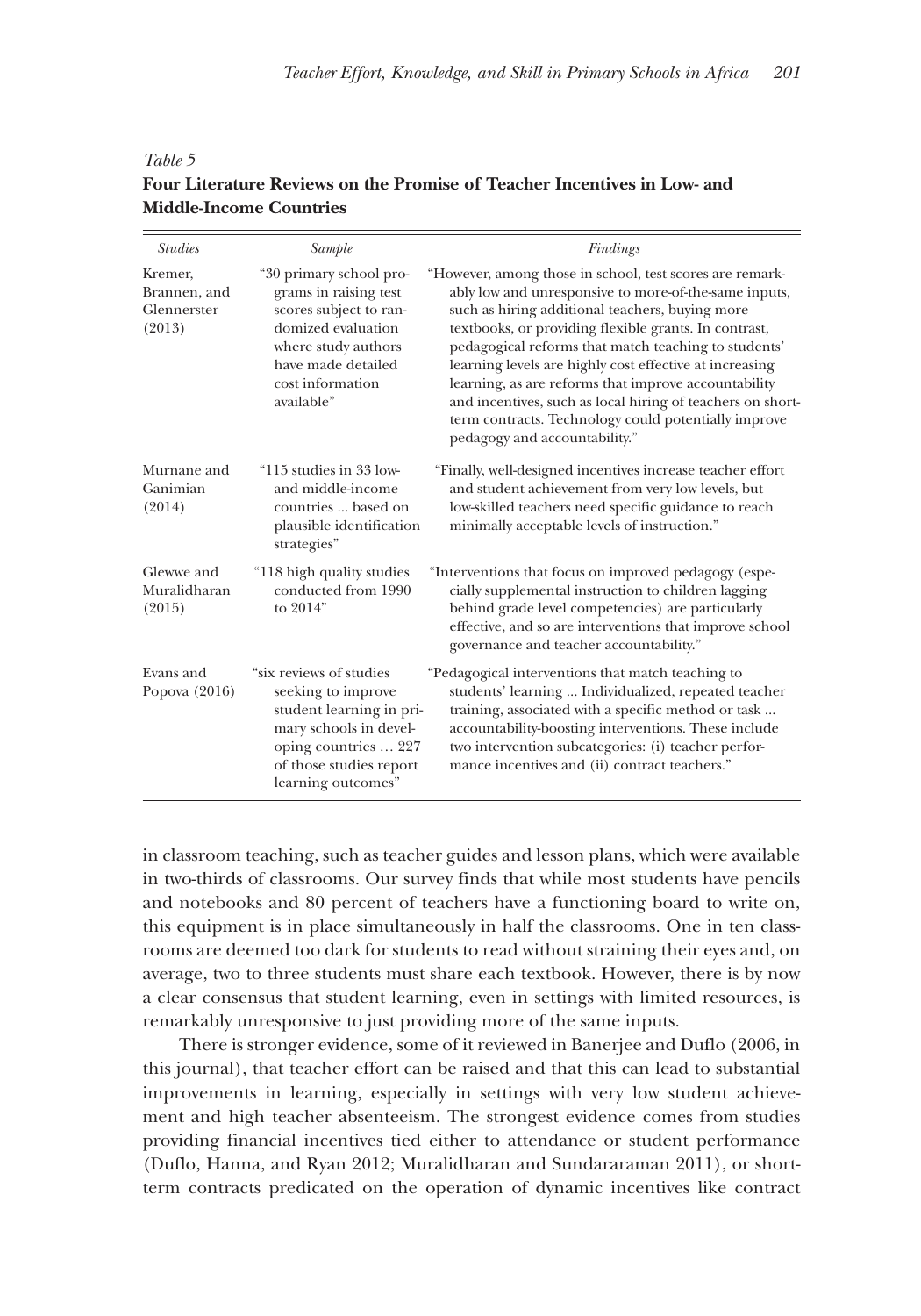*Table 5*

**Four Literature Reviews on the Promise of Teacher Incentives in Low- and Middle-Income Countries**

| *Studies* | *Sample* | *Findings* |
|---|---|---|
| Kremer, Brannen, and Glennerster (2013) | "30 primary school programs in raising test scores subject to randomized evaluation where study authors have made detailed cost information available" | "However, among those in school, test scores are remarkably low and unresponsive to more-of-the-same inputs, such as hiring additional teachers, buying more textbooks, or providing flexible grants. In contrast, pedagogical reforms that match teaching to students' learning levels are highly cost effective at increasing learning, as are reforms that improve accountability and incentives, such as local hiring of teachers on short-term contracts. Technology could potentially improve pedagogy and accountability." |
| Murnane and Ganimian (2014) | "115 studies in 33 low- and middle-income countries ... based on plausible identification strategies" | "Finally, well-designed incentives increase teacher effort and student achievement from very low levels, but low-skilled teachers need specific guidance to reach minimally acceptable levels of instruction." |
| Glewwe and Muralidharan (2015) | "118 high quality studies conducted from 1990 to 2014" | "Interventions that focus on improved pedagogy (especially supplemental instruction to children lagging behind grade level competencies) are particularly effective, and so are interventions that improve school governance and teacher accountability." |
| Evans and Popova (2016) | "six reviews of studies seeking to improve student learning in primary schools in developing countries … 227 of those studies report learning outcomes" | "Pedagogical interventions that match teaching to students' learning ... Individualized, repeated teacher training, associated with a specific method or task ... accountability-boosting interventions. These include two intervention subcategories: (i) teacher performance incentives and (ii) contract teachers." |

in classroom teaching, such as teacher guides and lesson plans, which were available in two-thirds of classrooms. Our survey finds that while most students have pencils and notebooks and 80 percent of teachers have a functioning board to write on, this equipment is in place simultaneously in half the classrooms. One in ten classrooms are deemed too dark for students to read without straining their eyes and, on average, two to three students must share each textbook. However, there is by now a clear consensus that student learning, even in settings with limited resources, is remarkably unresponsive to just providing more of the same inputs.

There is stronger evidence, some of it reviewed in Banerjee and Duflo (2006, in this journal), that teacher effort can be raised and that this can lead to substantial improvements in learning, especially in settings with very low student achievement and high teacher absenteeism. The strongest evidence comes from studies providing financial incentives tied either to attendance or student performance (Duflo, Hanna, and Ryan 2012; Muralidharan and Sundararaman 2011), or short-term contracts predicated on the operation of dynamic incentives like contract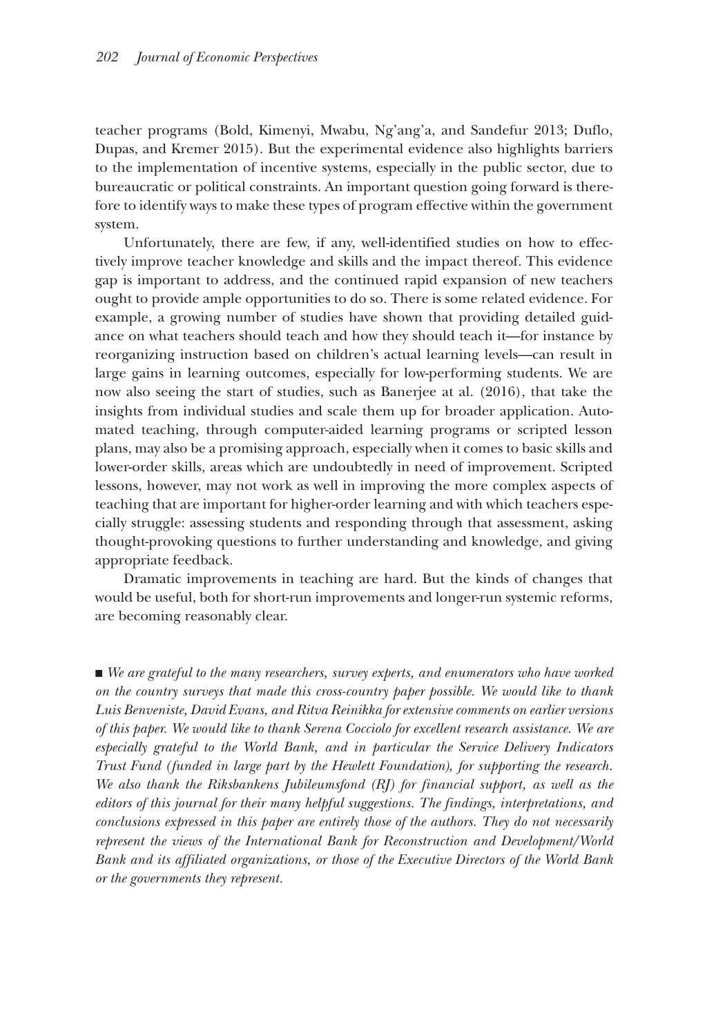teacher programs (Bold, Kimenyi, Mwabu, Ng'ang'a, and Sandefur 2013; Duflo, Dupas, and Kremer 2015). But the experimental evidence also highlights barriers to the implementation of incentive systems, especially in the public sector, due to bureaucratic or political constraints. An important question going forward is therefore to identify ways to make these types of program effective within the government system.

Unfortunately, there are few, if any, well-identified studies on how to effectively improve teacher knowledge and skills and the impact thereof. This evidence gap is important to address, and the continued rapid expansion of new teachers ought to provide ample opportunities to do so. There is some related evidence. For example, a growing number of studies have shown that providing detailed guidance on what teachers should teach and how they should teach it—for instance by reorganizing instruction based on children's actual learning levels—can result in large gains in learning outcomes, especially for low-performing students. We are now also seeing the start of studies, such as Banerjee at al. (2016), that take the insights from individual studies and scale them up for broader application. Automated teaching, through computer-aided learning programs or scripted lesson plans, may also be a promising approach, especially when it comes to basic skills and lower-order skills, areas which are undoubtedly in need of improvement. Scripted lessons, however, may not work as well in improving the more complex aspects of teaching that are important for higher-order learning and with which teachers especially struggle: assessing students and responding through that assessment, asking thought-provoking questions to further understanding and knowledge, and giving appropriate feedback.

Dramatic improvements in teaching are hard. But the kinds of changes that would be useful, both for short-run improvements and longer-run systemic reforms, are becoming reasonably clear.

■ *We are grateful to the many researchers, survey experts, and enumerators who have worked on the country surveys that made this cross-country paper possible. We would like to thank Luis Benveniste, David Evans, and Ritva Reinikka for extensive comments on earlier versions of this paper. We would like to thank Serena Cocciolo for excellent research assistance. We are especially grateful to the World Bank, and in particular the Service Delivery Indicators Trust Fund (funded in large part by the Hewlett Foundation), for supporting the research. We also thank the Riksbankens Jubileumsfond (RJ) for financial support, as well as the editors of this journal for their many helpful suggestions. The findings, interpretations, and conclusions expressed in this paper are entirely those of the authors. They do not necessarily represent the views of the International Bank for Reconstruction and Development/World Bank and its affiliated organizations, or those of the Executive Directors of the World Bank or the governments they represent.*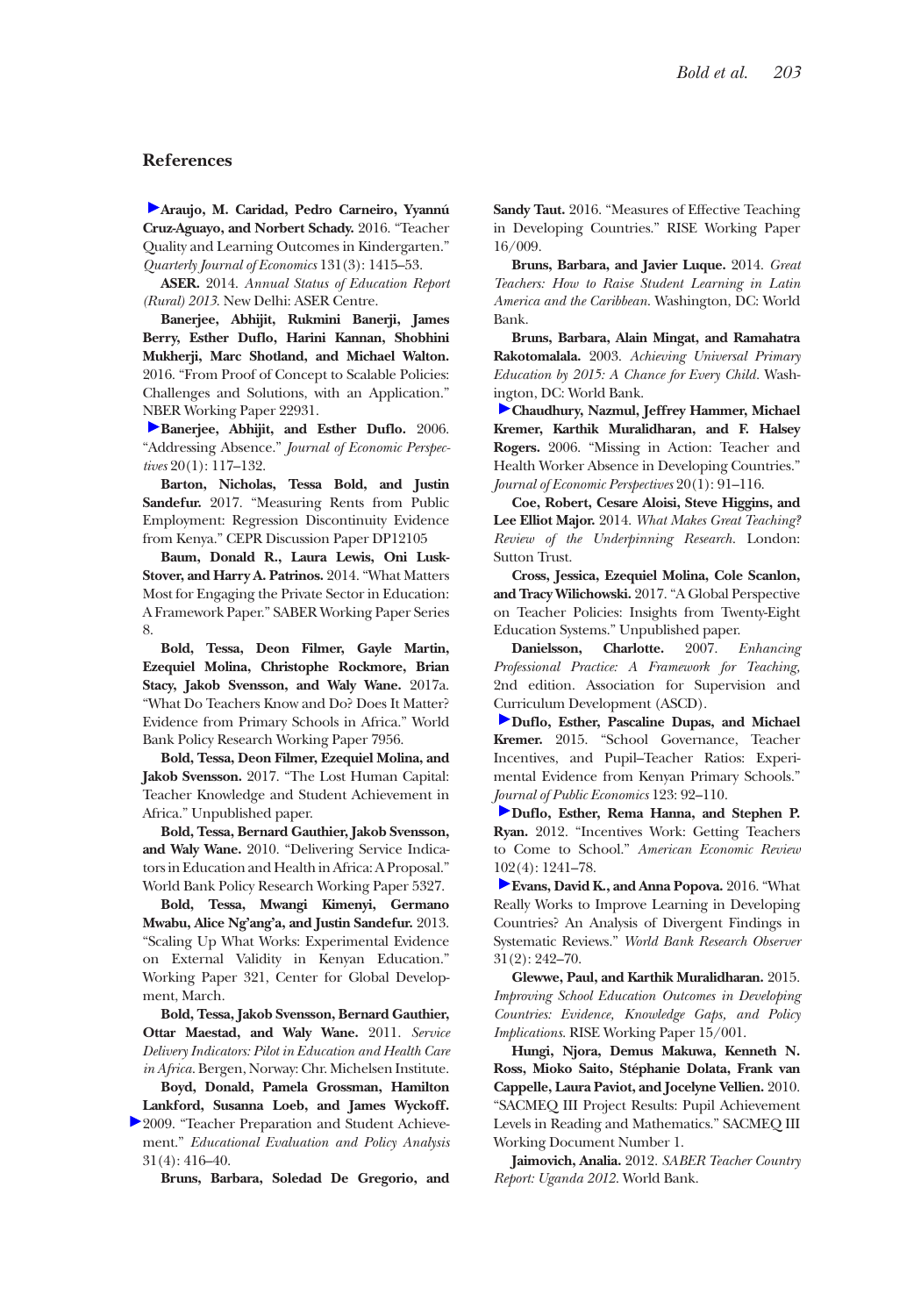## References

**Araujo, M. Caridad, Pedro Carneiro, Yyannú Cruz-Aguayo, and Norbert Schady.** 2016. "Teacher Quality and Learning Outcomes in Kindergarten." *Quarterly Journal of Economics* 131(3): 1415–53.

**ASER.** 2014. *Annual Status of Education Report (Rural) 2013.* New Delhi: ASER Centre.

**Banerjee, Abhijit, Rukmini Banerji, James Berry, Esther Duflo, Harini Kannan, Shobhini Mukherji, Marc Shotland, and Michael Walton.** 2016. "From Proof of Concept to Scalable Policies: Challenges and Solutions, with an Application." NBER Working Paper 22931.

**Banerjee, Abhijit, and Esther Duflo.** 2006. "Addressing Absence." *Journal of Economic Perspectives* 20(1): 117–132.

**Barton, Nicholas, Tessa Bold, and Justin Sandefur.** 2017. "Measuring Rents from Public Employment: Regression Discontinuity Evidence from Kenya." CEPR Discussion Paper DP12105

**Baum, Donald R., Laura Lewis, Oni Lusk-Stover, and Harry A. Patrinos.** 2014. "What Matters Most for Engaging the Private Sector in Education: A Framework Paper." SABER Working Paper Series 8.

**Bold, Tessa, Deon Filmer, Gayle Martin, Ezequiel Molina, Christophe Rockmore, Brian Stacy, Jakob Svensson, and Waly Wane.** 2017a. "What Do Teachers Know and Do? Does It Matter? Evidence from Primary Schools in Africa." World Bank Policy Research Working Paper 7956.

**Bold, Tessa, Deon Filmer, Ezequiel Molina, and Jakob Svensson.** 2017. "The Lost Human Capital: Teacher Knowledge and Student Achievement in Africa." Unpublished paper.

**Bold, Tessa, Bernard Gauthier, Jakob Svensson, and Waly Wane.** 2010. "Delivering Service Indicators in Education and Health in Africa: A Proposal." World Bank Policy Research Working Paper 5327.

**Bold, Tessa, Mwangi Kimenyi, Germano Mwabu, Alice Ng'ang'a, and Justin Sandefur.** 2013. "Scaling Up What Works: Experimental Evidence on External Validity in Kenyan Education." Working Paper 321, Center for Global Development, March.

**Bold, Tessa, Jakob Svensson, Bernard Gauthier, Ottar Maestad, and Waly Wane.** 2011. *Service Delivery Indicators: Pilot in Education and Health Care in Africa.* Bergen, Norway: Chr. Michelsen Institute.

**Boyd, Donald, Pamela Grossman, Hamilton Lankford, Susanna Loeb, and James Wyckoff.** 2009. "Teacher Preparation and Student Achievement." *Educational Evaluation and Policy Analysis* 31(4): 416–40.

**Bruns, Barbara, Soledad De Gregorio, and Sandy Taut.** 2016. "Measures of Effective Teaching in Developing Countries." RISE Working Paper 16/009.

**Bruns, Barbara, and Javier Luque.** 2014. *Great Teachers: How to Raise Student Learning in Latin America and the Caribbean.* Washington, DC: World Bank.

**Bruns, Barbara, Alain Mingat, and Ramahatra Rakotomalala.** 2003. *Achieving Universal Primary Education by 2015: A Chance for Every Child.* Washington, DC: World Bank.

**Chaudhury, Nazmul, Jeffrey Hammer, Michael Kremer, Karthik Muralidharan, and F. Halsey Rogers.** 2006. "Missing in Action: Teacher and Health Worker Absence in Developing Countries." *Journal of Economic Perspectives* 20(1): 91–116.

**Coe, Robert, Cesare Aloisi, Steve Higgins, and Lee Elliot Major.** 2014. *What Makes Great Teaching? Review of the Underpinning Research.* London: Sutton Trust.

**Cross, Jessica, Ezequiel Molina, Cole Scanlon, and Tracy Wilichowski.** 2017. "A Global Perspective on Teacher Policies: Insights from Twenty-Eight Education Systems." Unpublished paper.

**Danielsson, Charlotte.** 2007. *Enhancing Professional Practice: A Framework for Teaching,* 2nd edition. Association for Supervision and Curriculum Development (ASCD).

**Duflo, Esther, Pascaline Dupas, and Michael Kremer.** 2015. "School Governance, Teacher Incentives, and Pupil–Teacher Ratios: Experimental Evidence from Kenyan Primary Schools." *Journal of Public Economics* 123: 92–110.

**Duflo, Esther, Rema Hanna, and Stephen P. Ryan.** 2012. "Incentives Work: Getting Teachers to Come to School." *American Economic Review* 102(4): 1241–78.

**Evans, David K., and Anna Popova.** 2016. "What Really Works to Improve Learning in Developing Countries? An Analysis of Divergent Findings in Systematic Reviews." *World Bank Research Observer* 31(2): 242–70.

**Glewwe, Paul, and Karthik Muralidharan.** 2015. *Improving School Education Outcomes in Developing Countries: Evidence, Knowledge Gaps, and Policy Implications.* RISE Working Paper 15/001.

**Hungi, Njora, Demus Makuwa, Kenneth N. Ross, Mioko Saito, Stéphanie Dolata, Frank van Cappelle, Laura Paviot, and Jocelyne Vellien.** 2010. "SACMEQ III Project Results: Pupil Achievement Levels in Reading and Mathematics." SACMEQ III Working Document Number 1.

**Jaimovich, Analia.** 2012. *SABER Teacher Country Report: Uganda 2012.* World Bank.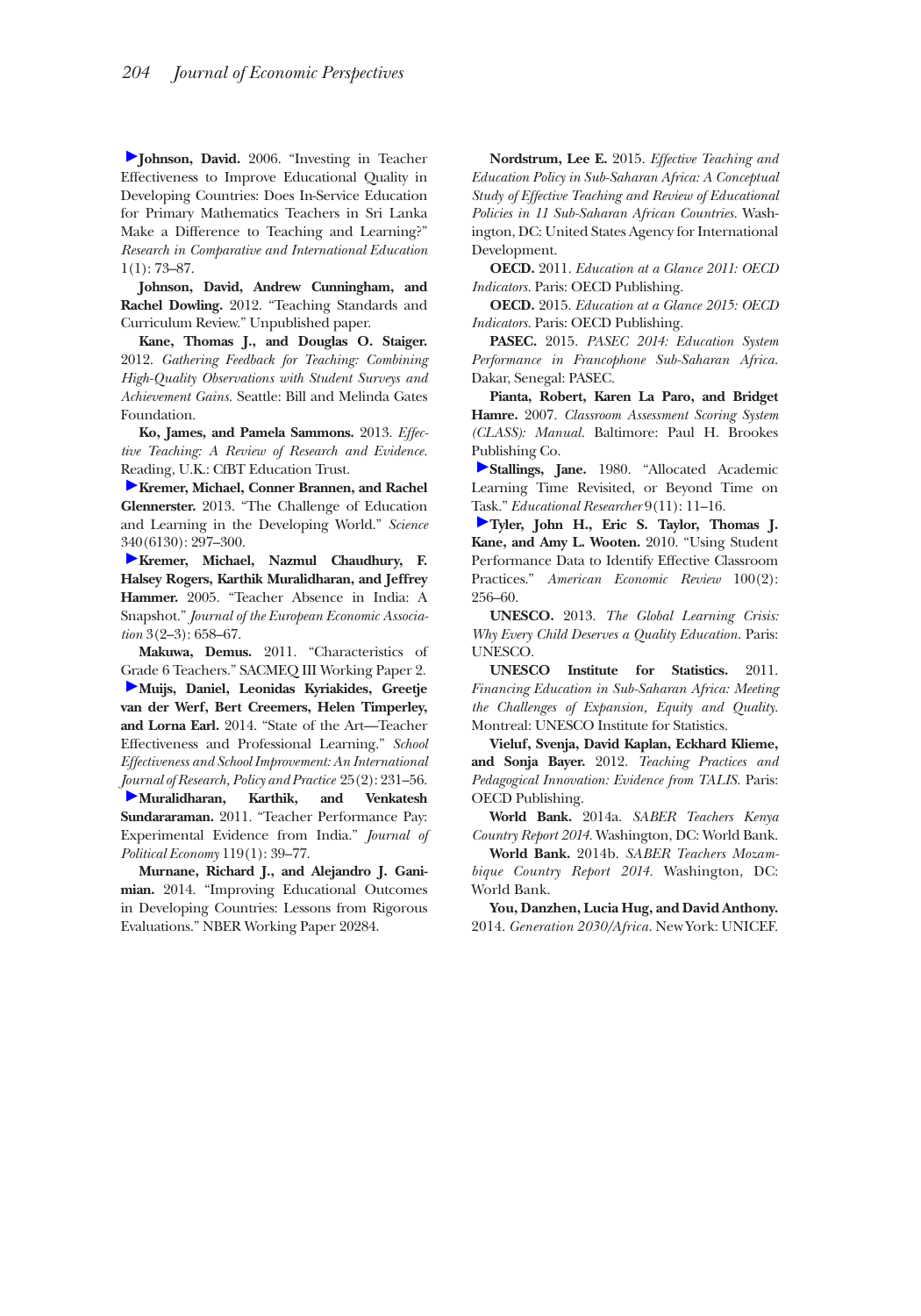**Johnson, David.** 2006. "Investing in Teacher Effectiveness to Improve Educational Quality in Developing Countries: Does In-Service Education for Primary Mathematics Teachers in Sri Lanka Make a Difference to Teaching and Learning?" *Research in Comparative and International Education* 1(1): 73–87.

**Johnson, David, Andrew Cunningham, and Rachel Dowling.** 2012. "Teaching Standards and Curriculum Review." Unpublished paper.

**Kane, Thomas J., and Douglas O. Staiger.** 2012. *Gathering Feedback for Teaching: Combining High-Quality Observations with Student Surveys and Achievement Gains.* Seattle: Bill and Melinda Gates Foundation.

**Ko, James, and Pamela Sammons.** 2013. *Effective Teaching: A Review of Research and Evidence.* Reading, U.K.: CfBT Education Trust.

**Kremer, Michael, Conner Brannen, and Rachel Glennerster.** 2013. "The Challenge of Education and Learning in the Developing World." *Science* 340(6130): 297–300.

**Kremer, Michael, Nazmul Chaudhury, F. Halsey Rogers, Karthik Muralidharan, and Jeffrey Hammer.** 2005. "Teacher Absence in India: A Snapshot." *Journal of the European Economic Association* 3(2–3): 658–67.

**Makuwa, Demus.** 2011. "Characteristics of Grade 6 Teachers." SACMEQ III Working Paper 2.

**Muijs, Daniel, Leonidas Kyriakides, Greetje van der Werf, Bert Creemers, Helen Timperley, and Lorna Earl.** 2014. "State of the Art—Teacher Effectiveness and Professional Learning." *School Effectiveness and School Improvement: An International Journal of Research, Policy and Practice* 25(2): 231–56.

**Muralidharan, Karthik, and Venkatesh Sundararaman.** 2011. "Teacher Performance Pay: Experimental Evidence from India." *Journal of Political Economy* 119(1): 39–77.

**Murnane, Richard J., and Alejandro J. Ganimian.** 2014. "Improving Educational Outcomes in Developing Countries: Lessons from Rigorous Evaluations." NBER Working Paper 20284.

**Nordstrum, Lee E.** 2015. *Effective Teaching and Education Policy in Sub-Saharan Africa: A Conceptual Study of Effective Teaching and Review of Educational Policies in 11 Sub-Saharan African Countries.* Washington, DC: United States Agency for International Development.

**OECD.** 2011. *Education at a Glance 2011: OECD Indicators.* Paris: OECD Publishing.

**OECD.** 2015. *Education at a Glance 2015: OECD Indicators.* Paris: OECD Publishing.

**PASEC.** 2015. *PASEC 2014: Education System Performance in Francophone Sub-Saharan Africa.* Dakar, Senegal: PASEC.

**Pianta, Robert, Karen La Paro, and Bridget Hamre.** 2007. *Classroom Assessment Scoring System (CLASS): Manual.* Baltimore: Paul H. Brookes Publishing Co.

**Stallings, Jane.** 1980. "Allocated Academic Learning Time Revisited, or Beyond Time on Task." *Educational Researcher* 9(11): 11–16.

**Tyler, John H., Eric S. Taylor, Thomas J. Kane, and Amy L. Wooten.** 2010. "Using Student Performance Data to Identify Effective Classroom Practices." *American Economic Review* 100(2): 256–60.

**UNESCO.** 2013. *The Global Learning Crisis: Why Every Child Deserves a Quality Education.* Paris: UNESCO.

**UNESCO Institute for Statistics.** 2011. *Financing Education in Sub-Saharan Africa: Meeting the Challenges of Expansion, Equity and Quality.* Montreal: UNESCO Institute for Statistics.

**Vieluf, Svenja, David Kaplan, Eckhard Klieme, and Sonja Bayer.** 2012. *Teaching Practices and Pedagogical Innovation: Evidence from TALIS.* Paris: OECD Publishing.

**World Bank.** 2014a. *SABER Teachers Kenya Country Report 2014.* Washington, DC: World Bank.

**World Bank.** 2014b. *SABER Teachers Mozambique Country Report 2014.* Washington, DC: World Bank.

**You, Danzhen, Lucia Hug, and David Anthony.** 2014. *Generation 2030/Africa.* New York: UNICEF.